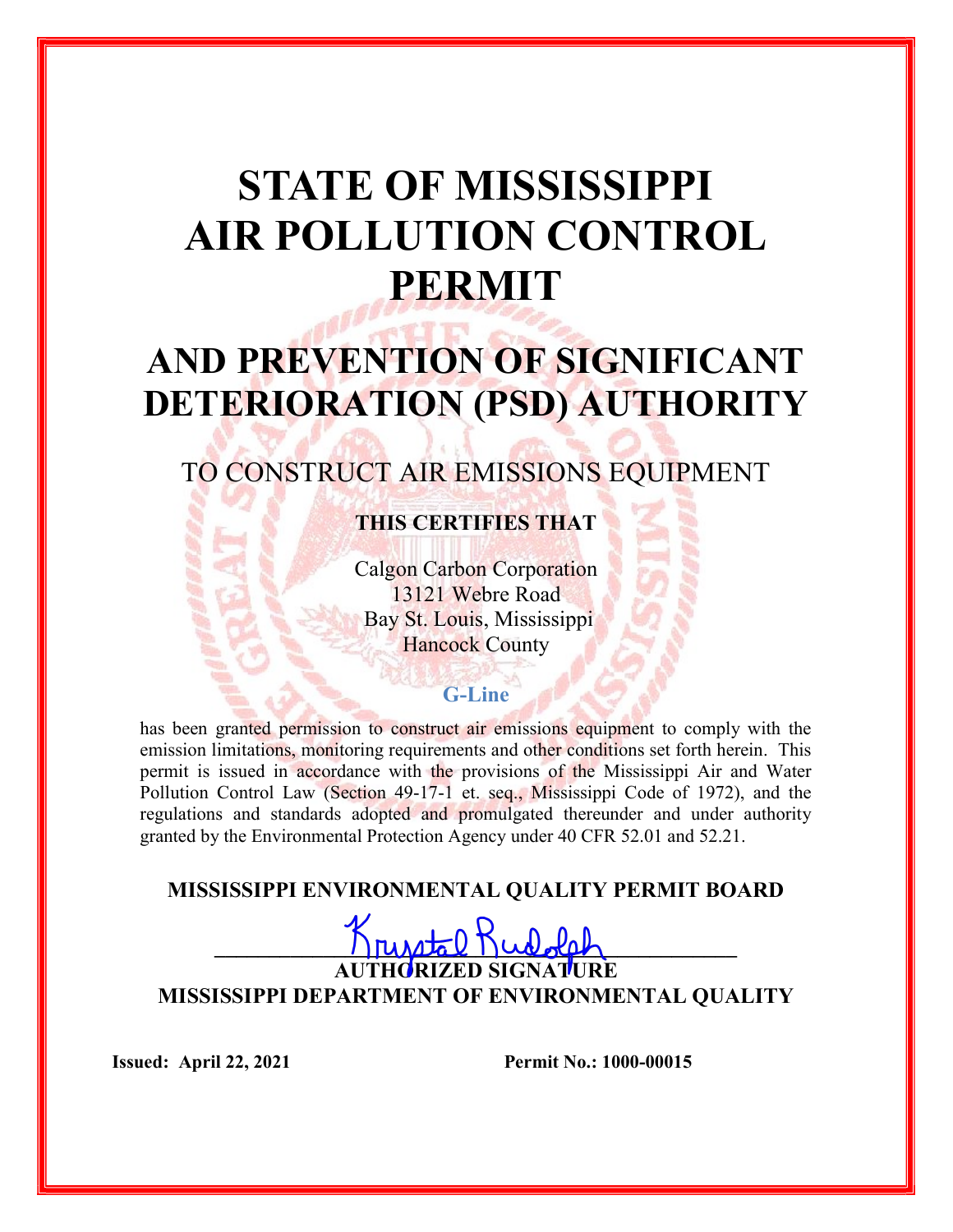# STATE OF MISSISSIPPI AIR POLLUTION CONTROL PERMIT

# AND PREVENTION OF SIGNIFICANT DETERIORATION (PSD) AUTHORITY

## TO CONSTRUCT AIR EMISSIONS EQUIPMENT

**THIS CERTIFIES THAT**

Calgon Carbon Corporation
13121 Webre Road
Bay St. Louis, Mississippi
Hancock County

**G-Line**

has been granted permission to construct air emissions equipment to comply with the emission limitations, monitoring requirements and other conditions set forth herein. This permit is issued in accordance with the provisions of the Mississippi Air and Water Pollution Control Law (Section 49-17-1 et. seq., Mississippi Code of 1972), and the regulations and standards adopted and promulgated thereunder and under authority granted by the Environmental Protection Agency under 40 CFR 52.01 and 52.21.

**MISSISSIPPI ENVIRONMENTAL QUALITY PERMIT BOARD**

Krystal Rudolph

**AUTHORIZED SIGNATURE**
**MISSISSIPPI DEPARTMENT OF ENVIRONMENTAL QUALITY**

**Issued: April 22, 2021** **Permit No.: 1000-00015**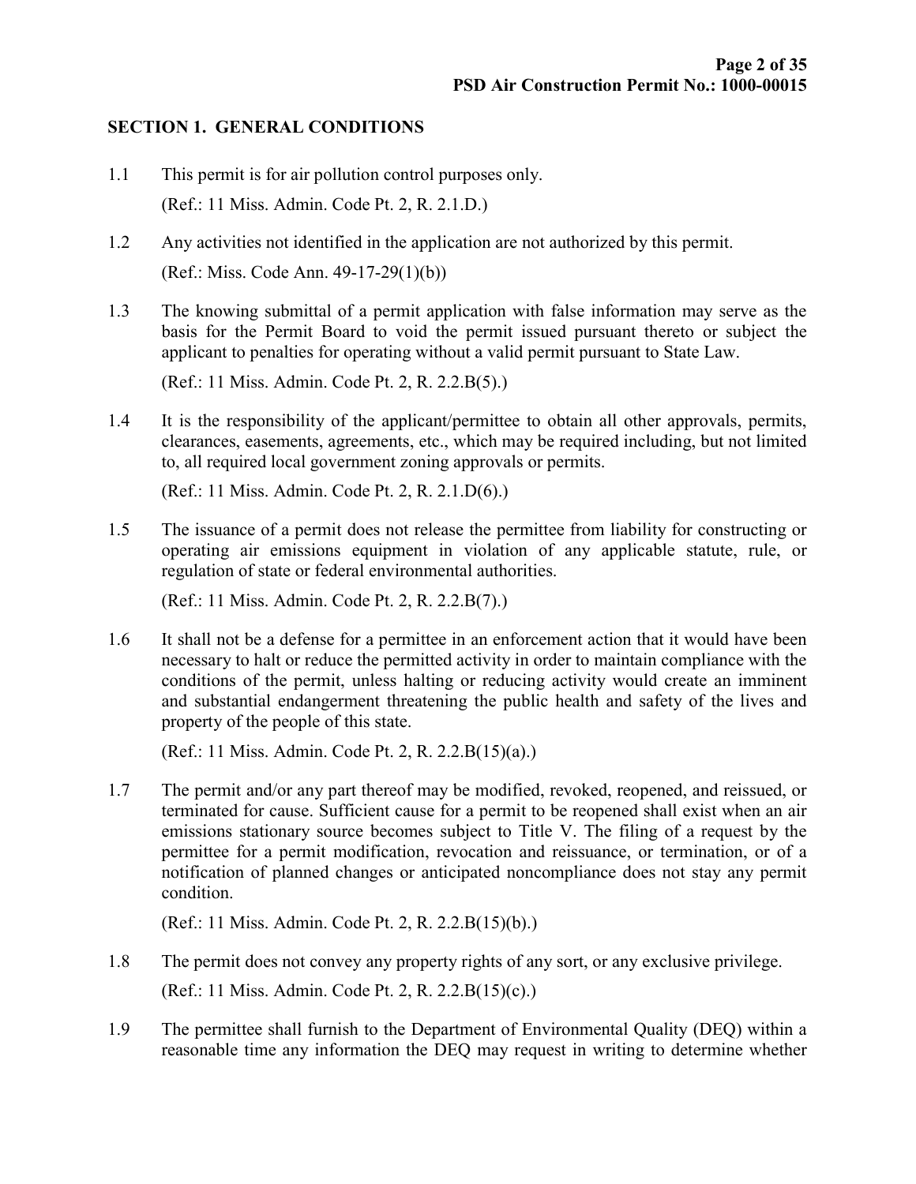## SECTION 1. GENERAL CONDITIONS

1.1 This permit is for air pollution control purposes only.

(Ref.: 11 Miss. Admin. Code Pt. 2, R. 2.1.D.)

1.2 Any activities not identified in the application are not authorized by this permit.

(Ref.: Miss. Code Ann. 49-17-29(1)(b))

1.3 The knowing submittal of a permit application with false information may serve as the basis for the Permit Board to void the permit issued pursuant thereto or subject the applicant to penalties for operating without a valid permit pursuant to State Law.

(Ref.: 11 Miss. Admin. Code Pt. 2, R. 2.2.B(5).)

1.4 It is the responsibility of the applicant/permittee to obtain all other approvals, permits, clearances, easements, agreements, etc., which may be required including, but not limited to, all required local government zoning approvals or permits.

(Ref.: 11 Miss. Admin. Code Pt. 2, R. 2.1.D(6).)

1.5 The issuance of a permit does not release the permittee from liability for constructing or operating air emissions equipment in violation of any applicable statute, rule, or regulation of state or federal environmental authorities.

(Ref.: 11 Miss. Admin. Code Pt. 2, R. 2.2.B(7).)

1.6 It shall not be a defense for a permittee in an enforcement action that it would have been necessary to halt or reduce the permitted activity in order to maintain compliance with the conditions of the permit, unless halting or reducing activity would create an imminent and substantial endangerment threatening the public health and safety of the lives and property of the people of this state.

(Ref.: 11 Miss. Admin. Code Pt. 2, R. 2.2.B(15)(a).)

1.7 The permit and/or any part thereof may be modified, revoked, reopened, and reissued, or terminated for cause. Sufficient cause for a permit to be reopened shall exist when an air emissions stationary source becomes subject to Title V. The filing of a request by the permittee for a permit modification, revocation and reissuance, or termination, or of a notification of planned changes or anticipated noncompliance does not stay any permit condition.

(Ref.: 11 Miss. Admin. Code Pt. 2, R. 2.2.B(15)(b).)

1.8 The permit does not convey any property rights of any sort, or any exclusive privilege.

(Ref.: 11 Miss. Admin. Code Pt. 2, R. 2.2.B(15)(c).)

1.9 The permittee shall furnish to the Department of Environmental Quality (DEQ) within a reasonable time any information the DEQ may request in writing to determine whether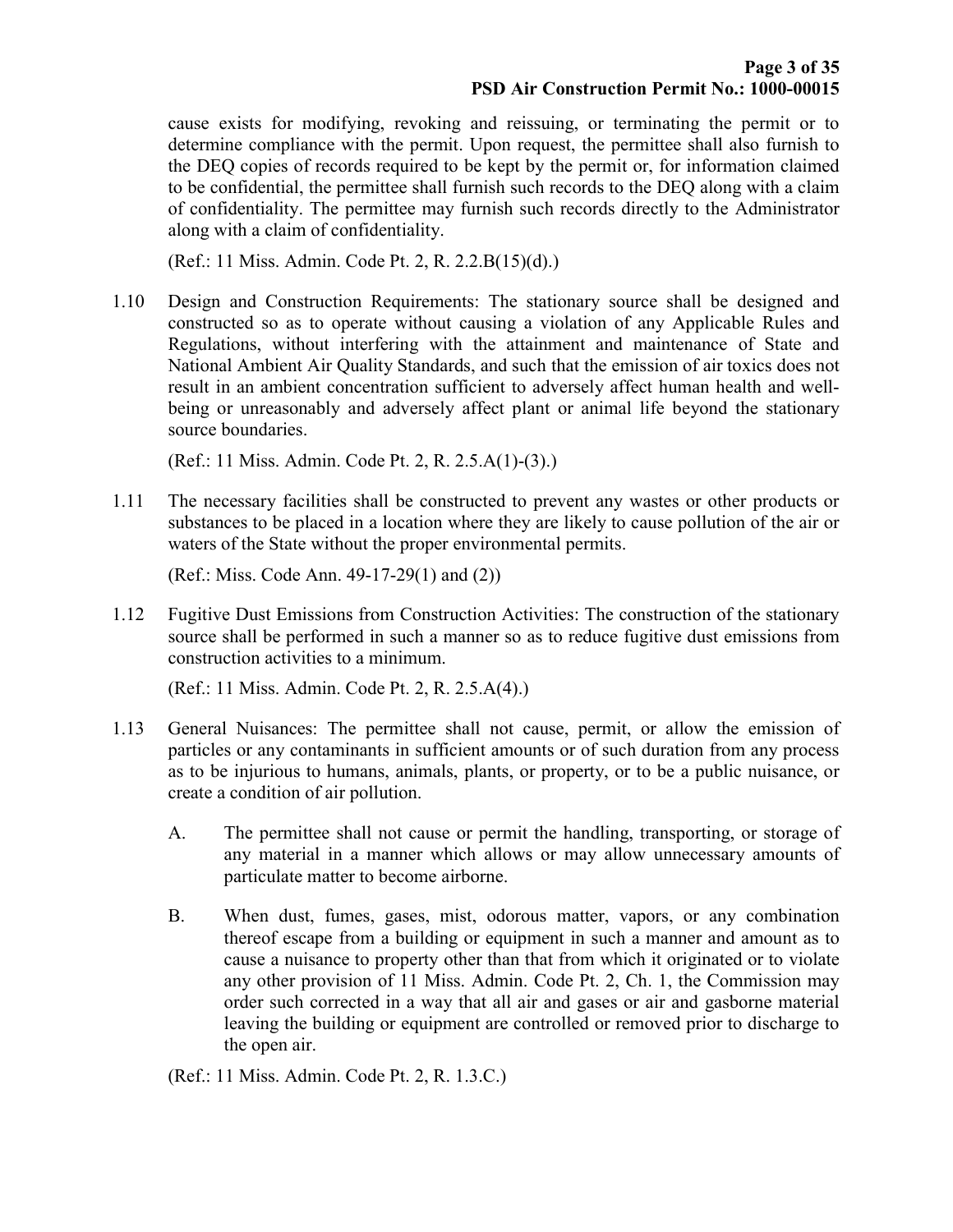cause exists for modifying, revoking and reissuing, or terminating the permit or to determine compliance with the permit. Upon request, the permittee shall also furnish to the DEQ copies of records required to be kept by the permit or, for information claimed to be confidential, the permittee shall furnish such records to the DEQ along with a claim of confidentiality. The permittee may furnish such records directly to the Administrator along with a claim of confidentiality.

(Ref.: 11 Miss. Admin. Code Pt. 2, R. 2.2.B(15)(d).)

1.10 Design and Construction Requirements: The stationary source shall be designed and constructed so as to operate without causing a violation of any Applicable Rules and Regulations, without interfering with the attainment and maintenance of State and National Ambient Air Quality Standards, and such that the emission of air toxics does not result in an ambient concentration sufficient to adversely affect human health and well-being or unreasonably and adversely affect plant or animal life beyond the stationary source boundaries.

(Ref.: 11 Miss. Admin. Code Pt. 2, R. 2.5.A(1)-(3).)

1.11 The necessary facilities shall be constructed to prevent any wastes or other products or substances to be placed in a location where they are likely to cause pollution of the air or waters of the State without the proper environmental permits.

(Ref.: Miss. Code Ann. 49-17-29(1) and (2))

1.12 Fugitive Dust Emissions from Construction Activities: The construction of the stationary source shall be performed in such a manner so as to reduce fugitive dust emissions from construction activities to a minimum.

(Ref.: 11 Miss. Admin. Code Pt. 2, R. 2.5.A(4).)

1.13 General Nuisances: The permittee shall not cause, permit, or allow the emission of particles or any contaminants in sufficient amounts or of such duration from any process as to be injurious to humans, animals, plants, or property, or to be a public nuisance, or create a condition of air pollution.

A. The permittee shall not cause or permit the handling, transporting, or storage of any material in a manner which allows or may allow unnecessary amounts of particulate matter to become airborne.

B. When dust, fumes, gases, mist, odorous matter, vapors, or any combination thereof escape from a building or equipment in such a manner and amount as to cause a nuisance to property other than that from which it originated or to violate any other provision of 11 Miss. Admin. Code Pt. 2, Ch. 1, the Commission may order such corrected in a way that all air and gases or air and gasborne material leaving the building or equipment are controlled or removed prior to discharge to the open air.

(Ref.: 11 Miss. Admin. Code Pt. 2, R. 1.3.C.)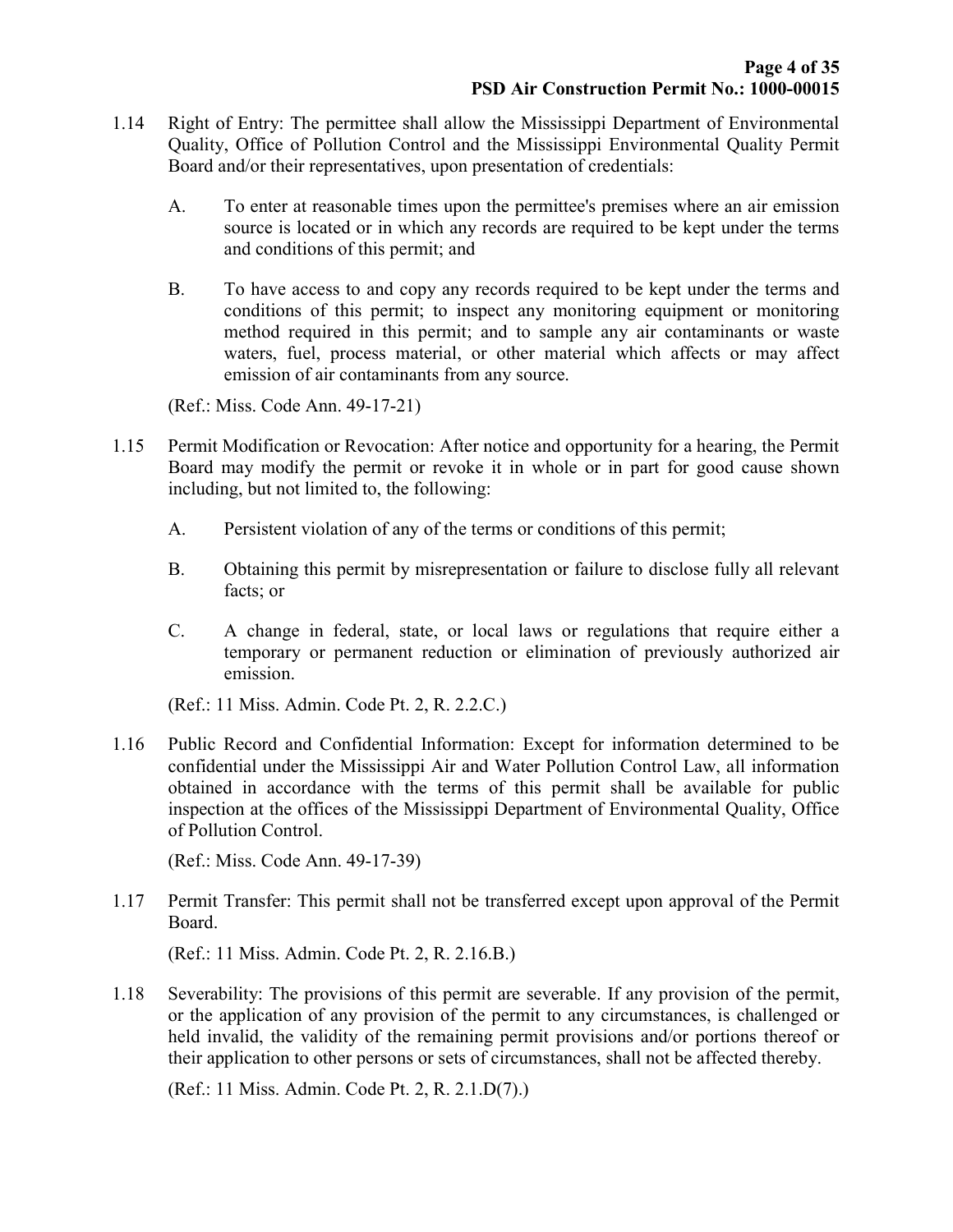1.14 Right of Entry: The permittee shall allow the Mississippi Department of Environmental Quality, Office of Pollution Control and the Mississippi Environmental Quality Permit Board and/or their representatives, upon presentation of credentials:

   A. To enter at reasonable times upon the permittee's premises where an air emission source is located or in which any records are required to be kept under the terms and conditions of this permit; and

   B. To have access to and copy any records required to be kept under the terms and conditions of this permit; to inspect any monitoring equipment or monitoring method required in this permit; and to sample any air contaminants or waste waters, fuel, process material, or other material which affects or may affect emission of air contaminants from any source.

   (Ref.: Miss. Code Ann. 49-17-21)

1.15 Permit Modification or Revocation: After notice and opportunity for a hearing, the Permit Board may modify the permit or revoke it in whole or in part for good cause shown including, but not limited to, the following:

   A. Persistent violation of any of the terms or conditions of this permit;

   B. Obtaining this permit by misrepresentation or failure to disclose fully all relevant facts; or

   C. A change in federal, state, or local laws or regulations that require either a temporary or permanent reduction or elimination of previously authorized air emission.

   (Ref.: 11 Miss. Admin. Code Pt. 2, R. 2.2.C.)

1.16 Public Record and Confidential Information: Except for information determined to be confidential under the Mississippi Air and Water Pollution Control Law, all information obtained in accordance with the terms of this permit shall be available for public inspection at the offices of the Mississippi Department of Environmental Quality, Office of Pollution Control.

   (Ref.: Miss. Code Ann. 49-17-39)

1.17 Permit Transfer: This permit shall not be transferred except upon approval of the Permit Board.

   (Ref.: 11 Miss. Admin. Code Pt. 2, R. 2.16.B.)

1.18 Severability: The provisions of this permit are severable. If any provision of the permit, or the application of any provision of the permit to any circumstances, is challenged or held invalid, the validity of the remaining permit provisions and/or portions thereof or their application to other persons or sets of circumstances, shall not be affected thereby.

   (Ref.: 11 Miss. Admin. Code Pt. 2, R. 2.1.D(7).)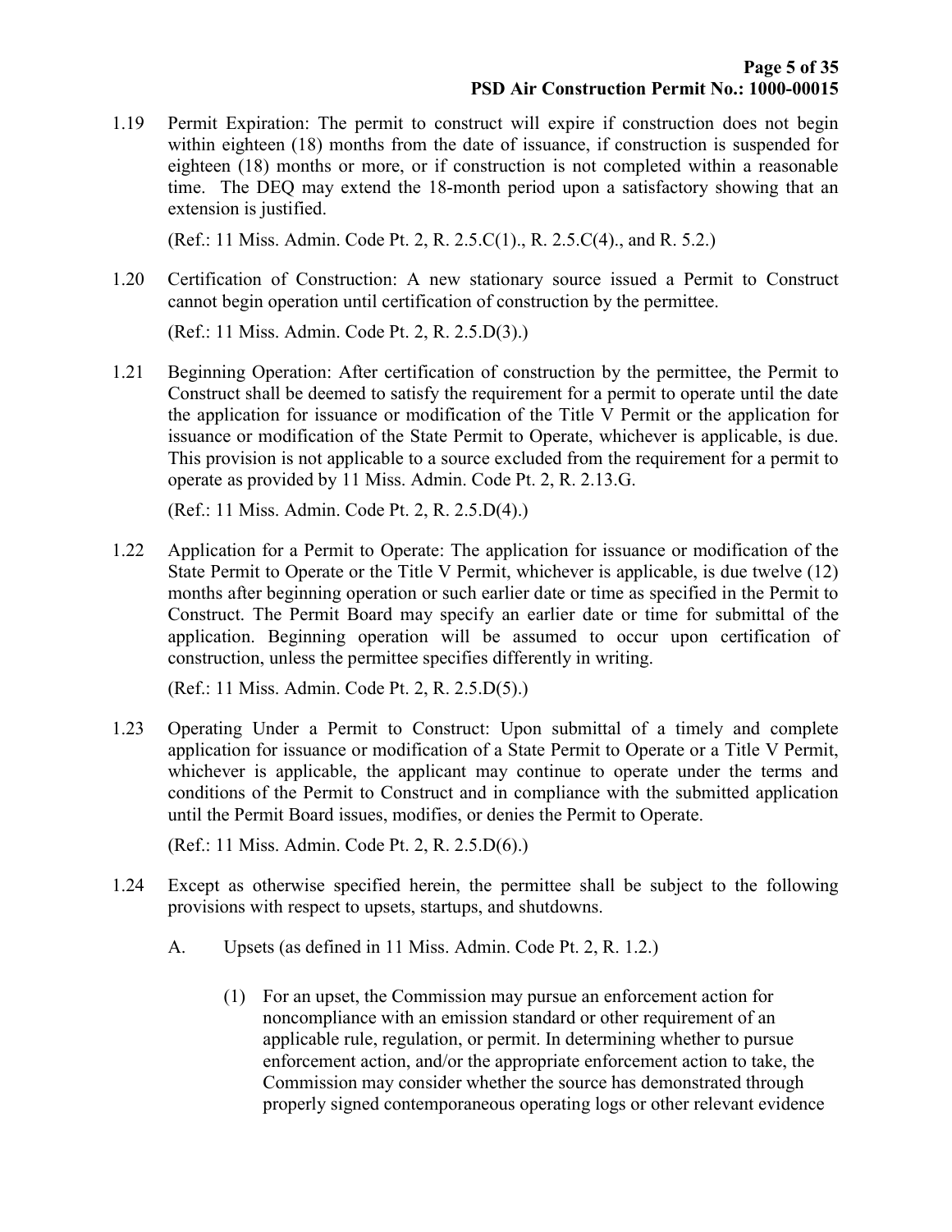1.19 Permit Expiration: The permit to construct will expire if construction does not begin within eighteen (18) months from the date of issuance, if construction is suspended for eighteen (18) months or more, or if construction is not completed within a reasonable time. The DEQ may extend the 18-month period upon a satisfactory showing that an extension is justified.

(Ref.: 11 Miss. Admin. Code Pt. 2, R. 2.5.C(1)., R. 2.5.C(4)., and R. 5.2.)

1.20 Certification of Construction: A new stationary source issued a Permit to Construct cannot begin operation until certification of construction by the permittee.

(Ref.: 11 Miss. Admin. Code Pt. 2, R. 2.5.D(3).)

1.21 Beginning Operation: After certification of construction by the permittee, the Permit to Construct shall be deemed to satisfy the requirement for a permit to operate until the date the application for issuance or modification of the Title V Permit or the application for issuance or modification of the State Permit to Operate, whichever is applicable, is due. This provision is not applicable to a source excluded from the requirement for a permit to operate as provided by 11 Miss. Admin. Code Pt. 2, R. 2.13.G.

(Ref.: 11 Miss. Admin. Code Pt. 2, R. 2.5.D(4).)

1.22 Application for a Permit to Operate: The application for issuance or modification of the State Permit to Operate or the Title V Permit, whichever is applicable, is due twelve (12) months after beginning operation or such earlier date or time as specified in the Permit to Construct. The Permit Board may specify an earlier date or time for submittal of the application. Beginning operation will be assumed to occur upon certification of construction, unless the permittee specifies differently in writing.

(Ref.: 11 Miss. Admin. Code Pt. 2, R. 2.5.D(5).)

1.23 Operating Under a Permit to Construct: Upon submittal of a timely and complete application for issuance or modification of a State Permit to Operate or a Title V Permit, whichever is applicable, the applicant may continue to operate under the terms and conditions of the Permit to Construct and in compliance with the submitted application until the Permit Board issues, modifies, or denies the Permit to Operate.

(Ref.: 11 Miss. Admin. Code Pt. 2, R. 2.5.D(6).)

1.24 Except as otherwise specified herein, the permittee shall be subject to the following provisions with respect to upsets, startups, and shutdowns.

A. Upsets (as defined in 11 Miss. Admin. Code Pt. 2, R. 1.2.)

(1) For an upset, the Commission may pursue an enforcement action for noncompliance with an emission standard or other requirement of an applicable rule, regulation, or permit. In determining whether to pursue enforcement action, and/or the appropriate enforcement action to take, the Commission may consider whether the source has demonstrated through properly signed contemporaneous operating logs or other relevant evidence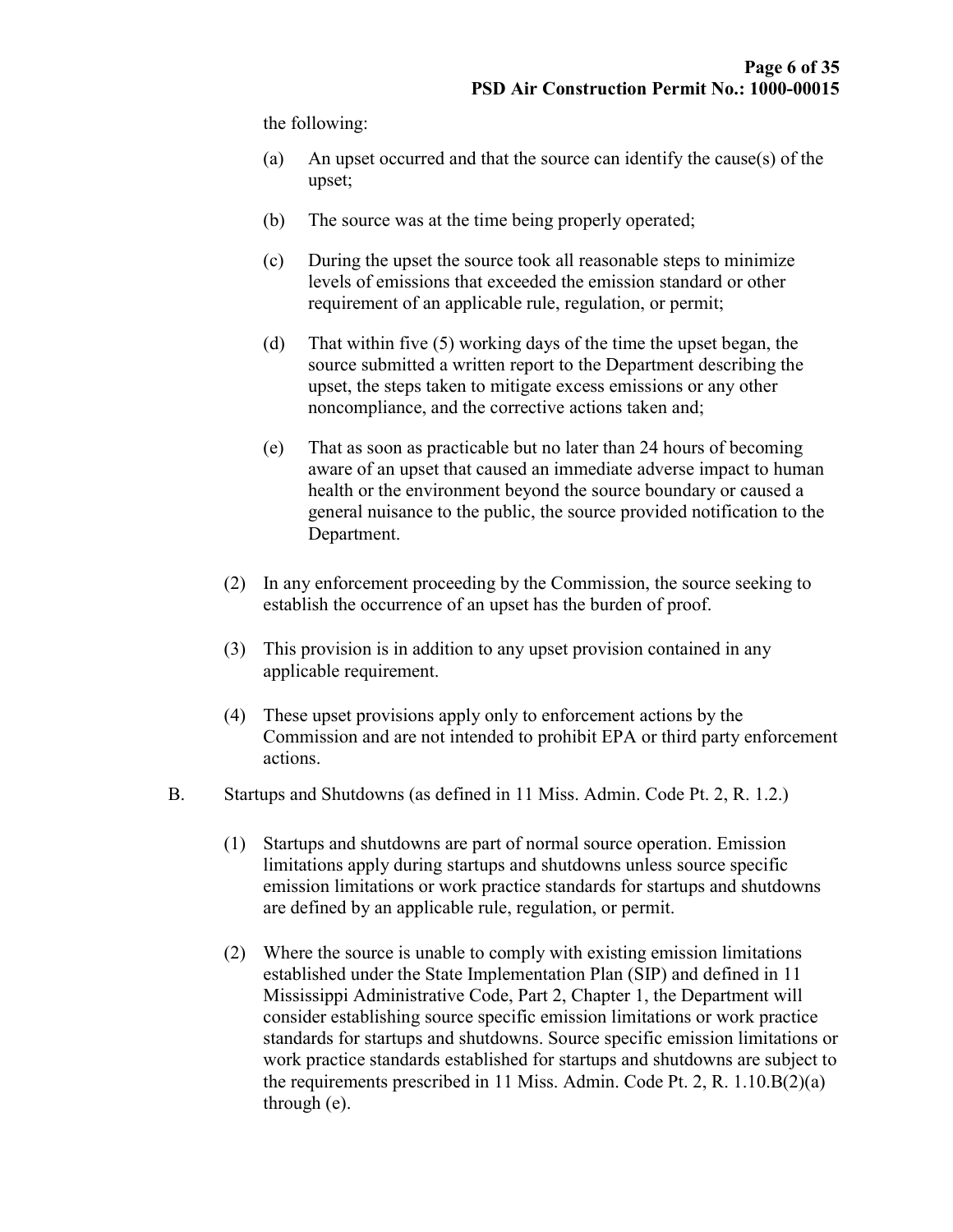the following:

(a) An upset occurred and that the source can identify the cause(s) of the upset;

(b) The source was at the time being properly operated;

(c) During the upset the source took all reasonable steps to minimize levels of emissions that exceeded the emission standard or other requirement of an applicable rule, regulation, or permit;

(d) That within five (5) working days of the time the upset began, the source submitted a written report to the Department describing the upset, the steps taken to mitigate excess emissions or any other noncompliance, and the corrective actions taken and;

(e) That as soon as practicable but no later than 24 hours of becoming aware of an upset that caused an immediate adverse impact to human health or the environment beyond the source boundary or caused a general nuisance to the public, the source provided notification to the Department.

(2) In any enforcement proceeding by the Commission, the source seeking to establish the occurrence of an upset has the burden of proof.

(3) This provision is in addition to any upset provision contained in any applicable requirement.

(4) These upset provisions apply only to enforcement actions by the Commission and are not intended to prohibit EPA or third party enforcement actions.

B. Startups and Shutdowns (as defined in 11 Miss. Admin. Code Pt. 2, R. 1.2.)

(1) Startups and shutdowns are part of normal source operation. Emission limitations apply during startups and shutdowns unless source specific emission limitations or work practice standards for startups and shutdowns are defined by an applicable rule, regulation, or permit.

(2) Where the source is unable to comply with existing emission limitations established under the State Implementation Plan (SIP) and defined in 11 Mississippi Administrative Code, Part 2, Chapter 1, the Department will consider establishing source specific emission limitations or work practice standards for startups and shutdowns. Source specific emission limitations or work practice standards established for startups and shutdowns are subject to the requirements prescribed in 11 Miss. Admin. Code Pt. 2, R. 1.10.B(2)(a) through (e).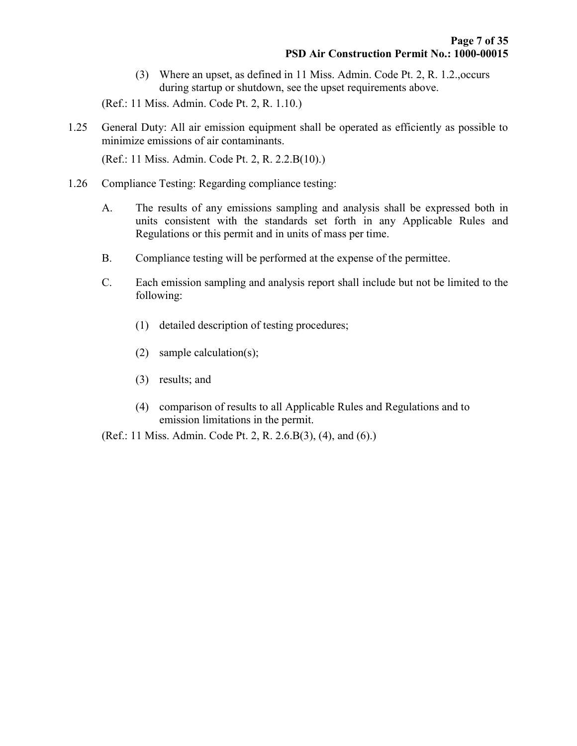(3) Where an upset, as defined in 11 Miss. Admin. Code Pt. 2, R. 1.2.,occurs during startup or shutdown, see the upset requirements above.

(Ref.: 11 Miss. Admin. Code Pt. 2, R. 1.10.)

1.25 General Duty: All air emission equipment shall be operated as efficiently as possible to minimize emissions of air contaminants.

(Ref.: 11 Miss. Admin. Code Pt. 2, R. 2.2.B(10).)

1.26 Compliance Testing: Regarding compliance testing:

A. The results of any emissions sampling and analysis shall be expressed both in units consistent with the standards set forth in any Applicable Rules and Regulations or this permit and in units of mass per time.

B. Compliance testing will be performed at the expense of the permittee.

C. Each emission sampling and analysis report shall include but not be limited to the following:

(1) detailed description of testing procedures;

(2) sample calculation(s);

(3) results; and

(4) comparison of results to all Applicable Rules and Regulations and to emission limitations in the permit.

(Ref.: 11 Miss. Admin. Code Pt. 2, R. 2.6.B(3), (4), and (6).)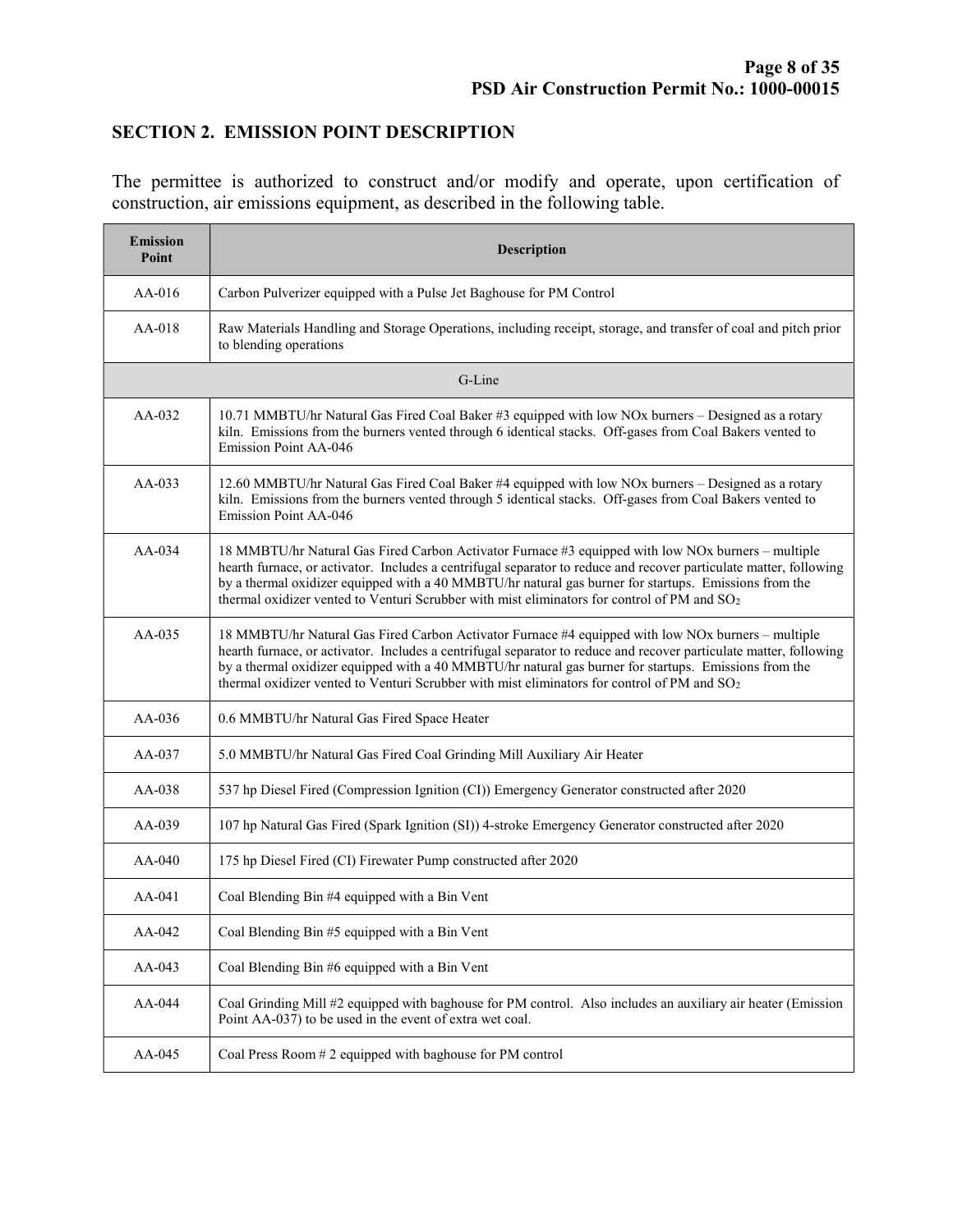## SECTION 2. EMISSION POINT DESCRIPTION

The permittee is authorized to construct and/or modify and operate, upon certification of construction, air emissions equipment, as described in the following table.

| Emission Point | Description |
|---|---|
| AA-016 | Carbon Pulverizer equipped with a Pulse Jet Baghouse for PM Control |
| AA-018 | Raw Materials Handling and Storage Operations, including receipt, storage, and transfer of coal and pitch prior to blending operations |
| | G-Line |
| AA-032 | 10.71 MMBTU/hr Natural Gas Fired Coal Baker #3 equipped with low NOx burners – Designed as a rotary kiln. Emissions from the burners vented through 6 identical stacks. Off-gases from Coal Bakers vented to Emission Point AA-046 |
| AA-033 | 12.60 MMBTU/hr Natural Gas Fired Coal Baker #4 equipped with low NOx burners – Designed as a rotary kiln. Emissions from the burners vented through 5 identical stacks. Off-gases from Coal Bakers vented to Emission Point AA-046 |
| AA-034 | 18 MMBTU/hr Natural Gas Fired Carbon Activator Furnace #3 equipped with low NOx burners – multiple hearth furnace, or activator. Includes a centrifugal separator to reduce and recover particulate matter, following by a thermal oxidizer equipped with a 40 MMBTU/hr natural gas burner for startups. Emissions from the thermal oxidizer vented to Venturi Scrubber with mist eliminators for control of PM and $SO_2$ |
| AA-035 | 18 MMBTU/hr Natural Gas Fired Carbon Activator Furnace #4 equipped with low NOx burners – multiple hearth furnace, or activator. Includes a centrifugal separator to reduce and recover particulate matter, following by a thermal oxidizer equipped with a 40 MMBTU/hr natural gas burner for startups. Emissions from the thermal oxidizer vented to Venturi Scrubber with mist eliminators for control of PM and $SO_2$ |
| AA-036 | 0.6 MMBTU/hr Natural Gas Fired Space Heater |
| AA-037 | 5.0 MMBTU/hr Natural Gas Fired Coal Grinding Mill Auxiliary Air Heater |
| AA-038 | 537 hp Diesel Fired (Compression Ignition (CI)) Emergency Generator constructed after 2020 |
| AA-039 | 107 hp Natural Gas Fired (Spark Ignition (SI)) 4-stroke Emergency Generator constructed after 2020 |
| AA-040 | 175 hp Diesel Fired (CI) Firewater Pump constructed after 2020 |
| AA-041 | Coal Blending Bin #4 equipped with a Bin Vent |
| AA-042 | Coal Blending Bin #5 equipped with a Bin Vent |
| AA-043 | Coal Blending Bin #6 equipped with a Bin Vent |
| AA-044 | Coal Grinding Mill #2 equipped with baghouse for PM control. Also includes an auxiliary air heater (Emission Point AA-037) to be used in the event of extra wet coal. |
| AA-045 | Coal Press Room # 2 equipped with baghouse for PM control |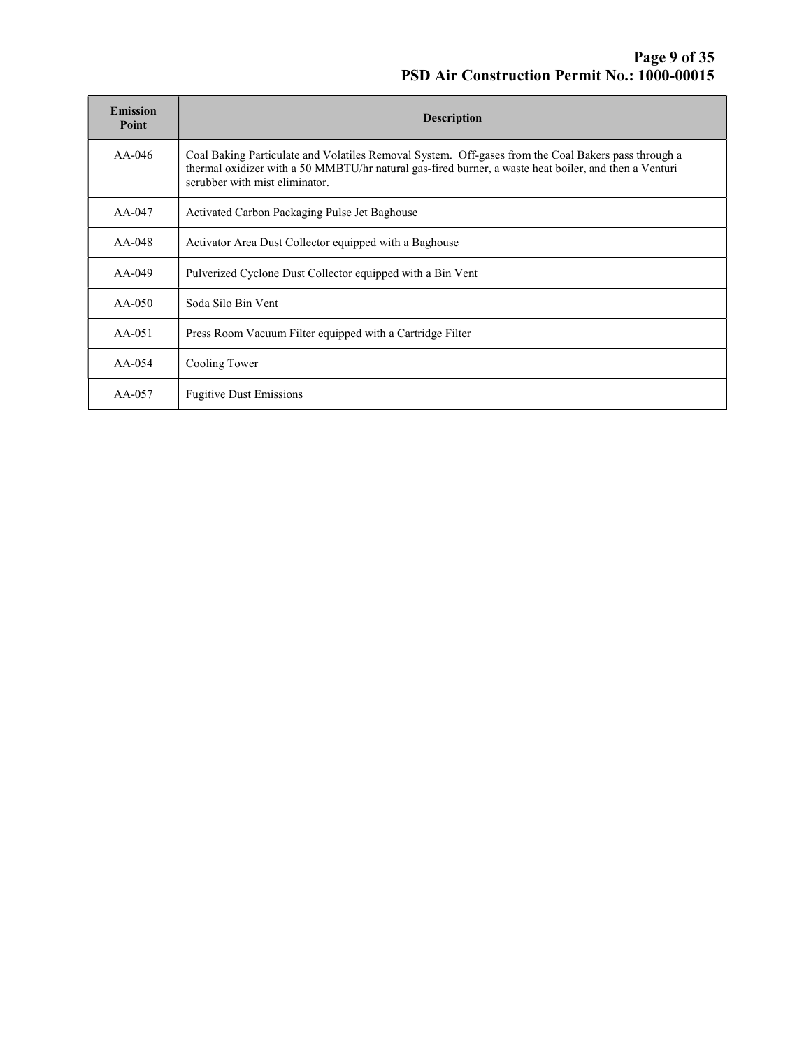| Emission Point | Description |
|---|---|
| AA-046 | Coal Baking Particulate and Volatiles Removal System. Off-gases from the Coal Bakers pass through a thermal oxidizer with a 50 MMBTU/hr natural gas-fired burner, a waste heat boiler, and then a Venturi scrubber with mist eliminator. |
| AA-047 | Activated Carbon Packaging Pulse Jet Baghouse |
| AA-048 | Activator Area Dust Collector equipped with a Baghouse |
| AA-049 | Pulverized Cyclone Dust Collector equipped with a Bin Vent |
| AA-050 | Soda Silo Bin Vent |
| AA-051 | Press Room Vacuum Filter equipped with a Cartridge Filter |
| AA-054 | Cooling Tower |
| AA-057 | Fugitive Dust Emissions |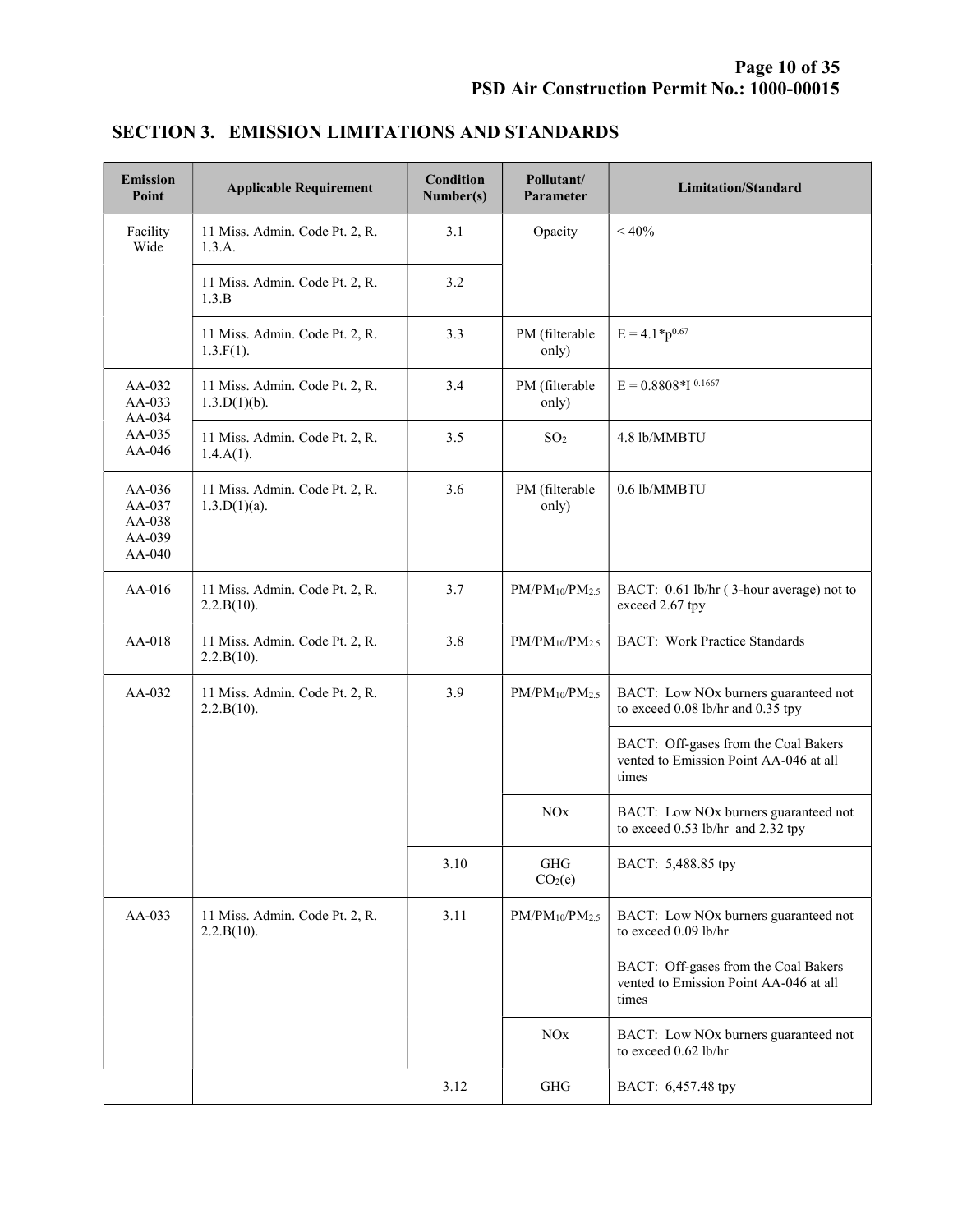## SECTION 3. EMISSION LIMITATIONS AND STANDARDS

| Emission Point | Applicable Requirement | Condition Number(s) | Pollutant/ Parameter | Limitation/Standard |
|---|---|---|---|---|
| Facility Wide | 11 Miss. Admin. Code Pt. 2, R. 1.3.A. | 3.1 | Opacity | < 40% |
| | 11 Miss. Admin. Code Pt. 2, R. 1.3.B | 3.2 | | |
| | 11 Miss. Admin. Code Pt. 2, R. 1.3.F(1). | 3.3 | PM (filterable only) | $E = 4.1*p^{0.67}$ |
| AA-032 AA-033 AA-034 AA-035 AA-046 | 11 Miss. Admin. Code Pt. 2, R. 1.3.D(1)(b). | 3.4 | PM (filterable only) | $E = 0.8808*I^{-0.1667}$ |
| | 11 Miss. Admin. Code Pt. 2, R. 1.4.A(1). | 3.5 | $SO_2$ | 4.8 lb/MMBTU |
| AA-036 AA-037 AA-038 AA-039 AA-040 | 11 Miss. Admin. Code Pt. 2, R. 1.3.D(1)(a). | 3.6 | PM (filterable only) | 0.6 lb/MMBTU |
| AA-016 | 11 Miss. Admin. Code Pt. 2, R. 2.2.B(10). | 3.7 | $PM/PM_{10}/PM_{2.5}$ | BACT: 0.61 lb/hr ( 3-hour average) not to exceed 2.67 tpy |
| AA-018 | 11 Miss. Admin. Code Pt. 2, R. 2.2.B(10). | 3.8 | $PM/PM_{10}/PM_{2.5}$ | BACT: Work Practice Standards |
| AA-032 | 11 Miss. Admin. Code Pt. 2, R. 2.2.B(10). | 3.9 | $PM/PM_{10}/PM_{2.5}$ | BACT: Low NOx burners guaranteed not to exceed 0.08 lb/hr and 0.35 tpy |
| | | | | BACT: Off-gases from the Coal Bakers vented to Emission Point AA-046 at all times |
| | | | NOx | BACT: Low NOx burners guaranteed not to exceed 0.53 lb/hr and 2.32 tpy |
| | | 3.10 | GHG $CO_2(e)$ | BACT: 5,488.85 tpy |
| AA-033 | 11 Miss. Admin. Code Pt. 2, R. 2.2.B(10). | 3.11 | $PM/PM_{10}/PM_{2.5}$ | BACT: Low NOx burners guaranteed not to exceed 0.09 lb/hr |
| | | | | BACT: Off-gases from the Coal Bakers vented to Emission Point AA-046 at all times |
| | | | NOx | BACT: Low NOx burners guaranteed not to exceed 0.62 lb/hr |
| | | 3.12 | GHG | BACT: 6,457.48 tpy |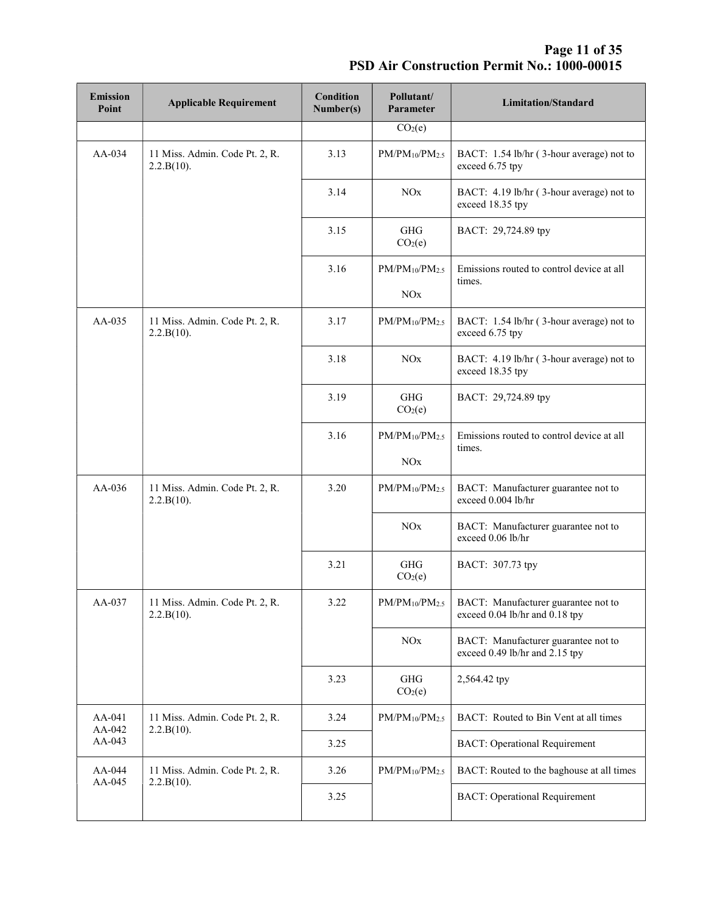| Emission Point | Applicable Requirement | Condition Number(s) | Pollutant/ Parameter | Limitation/Standard |
|---|---|---|---|---|
| | | | $CO_2$(e) | |
| AA-034 | 11 Miss. Admin. Code Pt. 2, R. 2.2.B(10). | 3.13 | $PM/PM_{10}/PM_{2.5}$ | BACT: 1.54 lb/hr ( 3-hour average) not to exceed 6.75 tpy |
| | | 3.14 | NOx | BACT: 4.19 lb/hr ( 3-hour average) not to exceed 18.35 tpy |
| | | 3.15 | GHG $CO_2$(e) | BACT: 29,724.89 tpy |
| | | 3.16 | $PM/PM_{10}/PM_{2.5}$ NOx | Emissions routed to control device at all times. |
| AA-035 | 11 Miss. Admin. Code Pt. 2, R. 2.2.B(10). | 3.17 | $PM/PM_{10}/PM_{2.5}$ | BACT: 1.54 lb/hr ( 3-hour average) not to exceed 6.75 tpy |
| | | 3.18 | NOx | BACT: 4.19 lb/hr ( 3-hour average) not to exceed 18.35 tpy |
| | | 3.19 | GHG $CO_2$(e) | BACT: 29,724.89 tpy |
| | | 3.16 | $PM/PM_{10}/PM_{2.5}$ NOx | Emissions routed to control device at all times. |
| AA-036 | 11 Miss. Admin. Code Pt. 2, R. 2.2.B(10). | 3.20 | $PM/PM_{10}/PM_{2.5}$ | BACT: Manufacturer guarantee not to exceed 0.004 lb/hr |
| | | | NOx | BACT: Manufacturer guarantee not to exceed 0.06 lb/hr |
| | | 3.21 | GHG $CO_2$(e) | BACT: 307.73 tpy |
| AA-037 | 11 Miss. Admin. Code Pt. 2, R. 2.2.B(10). | 3.22 | $PM/PM_{10}/PM_{2.5}$ | BACT: Manufacturer guarantee not to exceed 0.04 lb/hr and 0.18 tpy |
| | | | NOx | BACT: Manufacturer guarantee not to exceed 0.49 lb/hr and 2.15 tpy |
| | | 3.23 | GHG $CO_2$(e) | 2,564.42 tpy |
| AA-041 AA-042 AA-043 | 11 Miss. Admin. Code Pt. 2, R. 2.2.B(10). | 3.24 | $PM/PM_{10}/PM_{2.5}$ | BACT: Routed to Bin Vent at all times |
| | | 3.25 | | BACT: Operational Requirement |
| AA-044 AA-045 | 11 Miss. Admin. Code Pt. 2, R. 2.2.B(10). | 3.26 | $PM/PM_{10}/PM_{2.5}$ | BACT: Routed to the baghouse at all times |
| | | 3.25 | | BACT: Operational Requirement |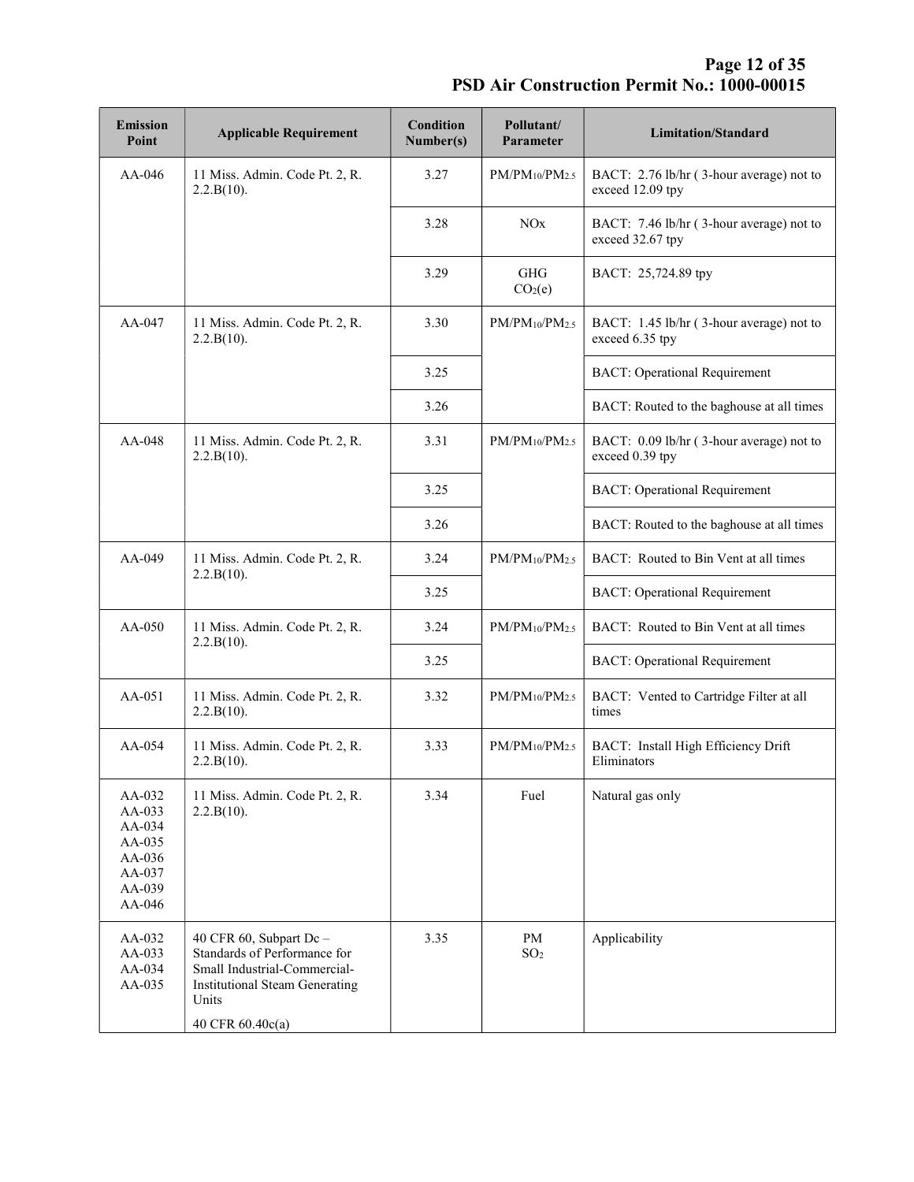| Emission Point | Applicable Requirement | Condition Number(s) | Pollutant/ Parameter | Limitation/Standard |
|---|---|---|---|---|
| AA-046 | 11 Miss. Admin. Code Pt. 2, R. 2.2.B(10). | 3.27 | $PM/PM_{10}/PM_{2.5}$ | BACT: 2.76 lb/hr ( 3-hour average) not to exceed 12.09 tpy |
| | | 3.28 | NOx | BACT: 7.46 lb/hr ( 3-hour average) not to exceed 32.67 tpy |
| | | 3.29 | GHG $CO_2(e)$ | BACT: 25,724.89 tpy |
| AA-047 | 11 Miss. Admin. Code Pt. 2, R. 2.2.B(10). | 3.30 | $PM/PM_{10}/PM_{2.5}$ | BACT: 1.45 lb/hr ( 3-hour average) not to exceed 6.35 tpy |
| | | 3.25 | | BACT: Operational Requirement |
| | | 3.26 | | BACT: Routed to the baghouse at all times |
| AA-048 | 11 Miss. Admin. Code Pt. 2, R. 2.2.B(10). | 3.31 | $PM/PM_{10}/PM_{2.5}$ | BACT: 0.09 lb/hr ( 3-hour average) not to exceed 0.39 tpy |
| | | 3.25 | | BACT: Operational Requirement |
| | | 3.26 | | BACT: Routed to the baghouse at all times |
| AA-049 | 11 Miss. Admin. Code Pt. 2, R. 2.2.B(10). | 3.24 | $PM/PM_{10}/PM_{2.5}$ | BACT: Routed to Bin Vent at all times |
| | | 3.25 | | BACT: Operational Requirement |
| AA-050 | 11 Miss. Admin. Code Pt. 2, R. 2.2.B(10). | 3.24 | $PM/PM_{10}/PM_{2.5}$ | BACT: Routed to Bin Vent at all times |
| | | 3.25 | | BACT: Operational Requirement |
| AA-051 | 11 Miss. Admin. Code Pt. 2, R. 2.2.B(10). | 3.32 | $PM/PM_{10}/PM_{2.5}$ | BACT: Vented to Cartridge Filter at all times |
| AA-054 | 11 Miss. Admin. Code Pt. 2, R. 2.2.B(10). | 3.33 | $PM/PM_{10}/PM_{2.5}$ | BACT: Install High Efficiency Drift Eliminators |
| AA-032<br>AA-033<br>AA-034<br>AA-035<br>AA-036<br>AA-037<br>AA-039<br>AA-046 | 11 Miss. Admin. Code Pt. 2, R. 2.2.B(10). | 3.34 | Fuel | Natural gas only |
| AA-032<br>AA-033<br>AA-034<br>AA-035 | 40 CFR 60, Subpart Dc – Standards of Performance for Small Industrial-Commercial-Institutional Steam Generating Units<br><br>40 CFR 60.40c(a) | 3.35 | PM<br>$SO_2$ | Applicability |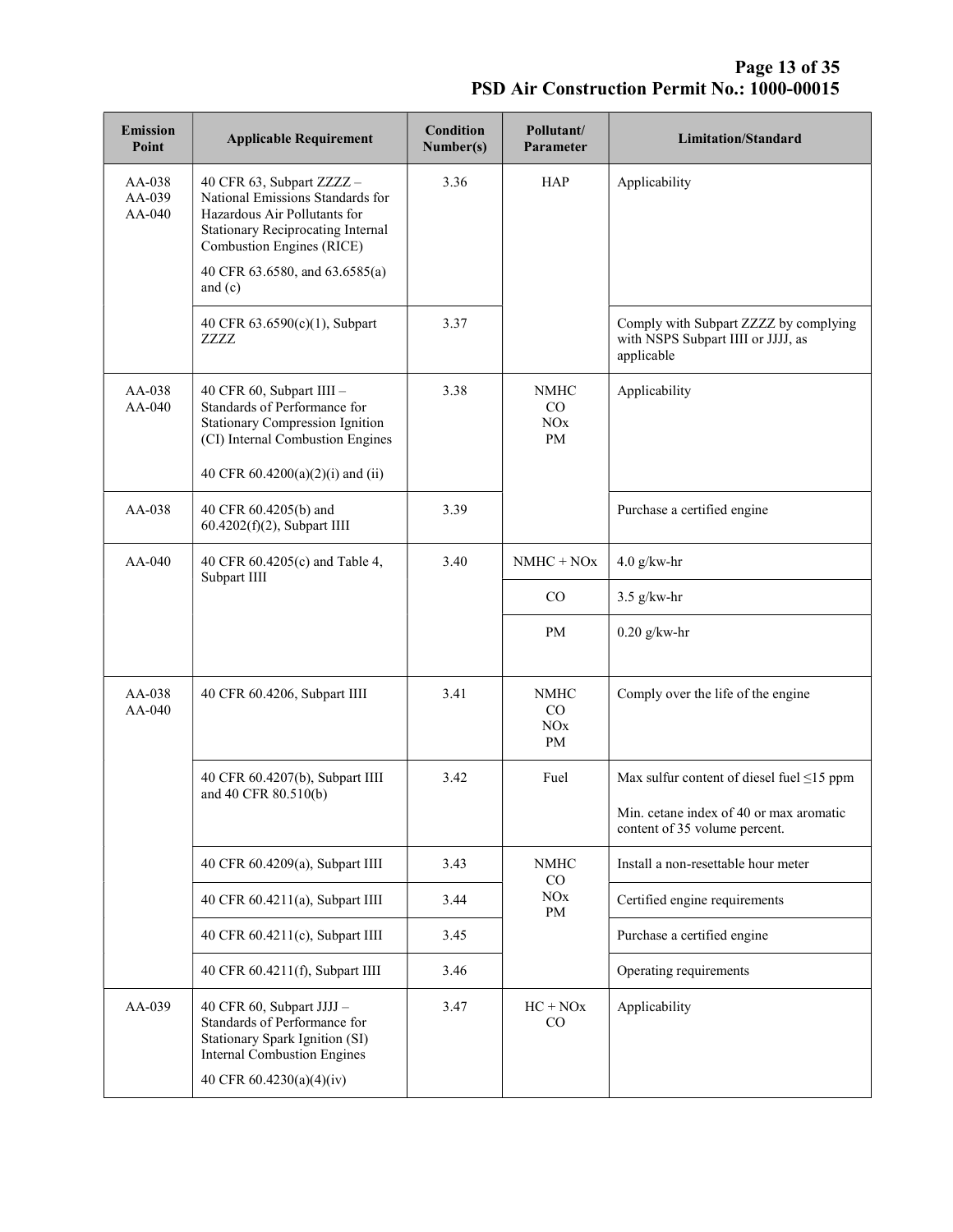| Emission Point | Applicable Requirement | Condition Number(s) | Pollutant/ Parameter | Limitation/Standard |
|---|---|---|---|---|
| AA-038<br>AA-039<br>AA-040 | 40 CFR 63, Subpart ZZZZ – National Emissions Standards for Hazardous Air Pollutants for Stationary Reciprocating Internal Combustion Engines (RICE)<br><br>40 CFR 63.6580, and 63.6585(a) and (c) | 3.36 | HAP | Applicability |
| | 40 CFR 63.6590(c)(1), Subpart ZZZZ | 3.37 | | Comply with Subpart ZZZZ by complying with NSPS Subpart IIII or JJJJ, as applicable |
| AA-038<br>AA-040 | 40 CFR 60, Subpart IIII – Standards of Performance for Stationary Compression Ignition (CI) Internal Combustion Engines<br><br>40 CFR 60.4200(a)(2)(i) and (ii) | 3.38 | NMHC<br>CO<br>NOx<br>PM | Applicability |
| AA-038 | 40 CFR 60.4205(b) and 60.4202(f)(2), Subpart IIII | 3.39 | | Purchase a certified engine |
| AA-040 | 40 CFR 60.4205(c) and Table 4, Subpart IIII | 3.40 | NMHC + NOx | 4.0 g/kw-hr |
| | | | CO | 3.5 g/kw-hr |
| | | | PM | 0.20 g/kw-hr |
| AA-038<br>AA-040 | 40 CFR 60.4206, Subpart IIII | 3.41 | NMHC<br>CO<br>NOx<br>PM | Comply over the life of the engine |
| | 40 CFR 60.4207(b), Subpart IIII and 40 CFR 80.510(b) | 3.42 | Fuel | Max sulfur content of diesel fuel ≤15 ppm<br><br>Min. cetane index of 40 or max aromatic content of 35 volume percent. |
| | 40 CFR 60.4209(a), Subpart IIII | 3.43 | NMHC<br>CO<br>NOx<br>PM | Install a non-resettable hour meter |
| | 40 CFR 60.4211(a), Subpart IIII | 3.44 | | Certified engine requirements |
| | 40 CFR 60.4211(c), Subpart IIII | 3.45 | | Purchase a certified engine |
| | 40 CFR 60.4211(f), Subpart IIII | 3.46 | | Operating requirements |
| AA-039 | 40 CFR 60, Subpart JJJJ – Standards of Performance for Stationary Spark Ignition (SI) Internal Combustion Engines<br><br>40 CFR 60.4230(a)(4)(iv) | 3.47 | HC + NOx<br>CO | Applicability |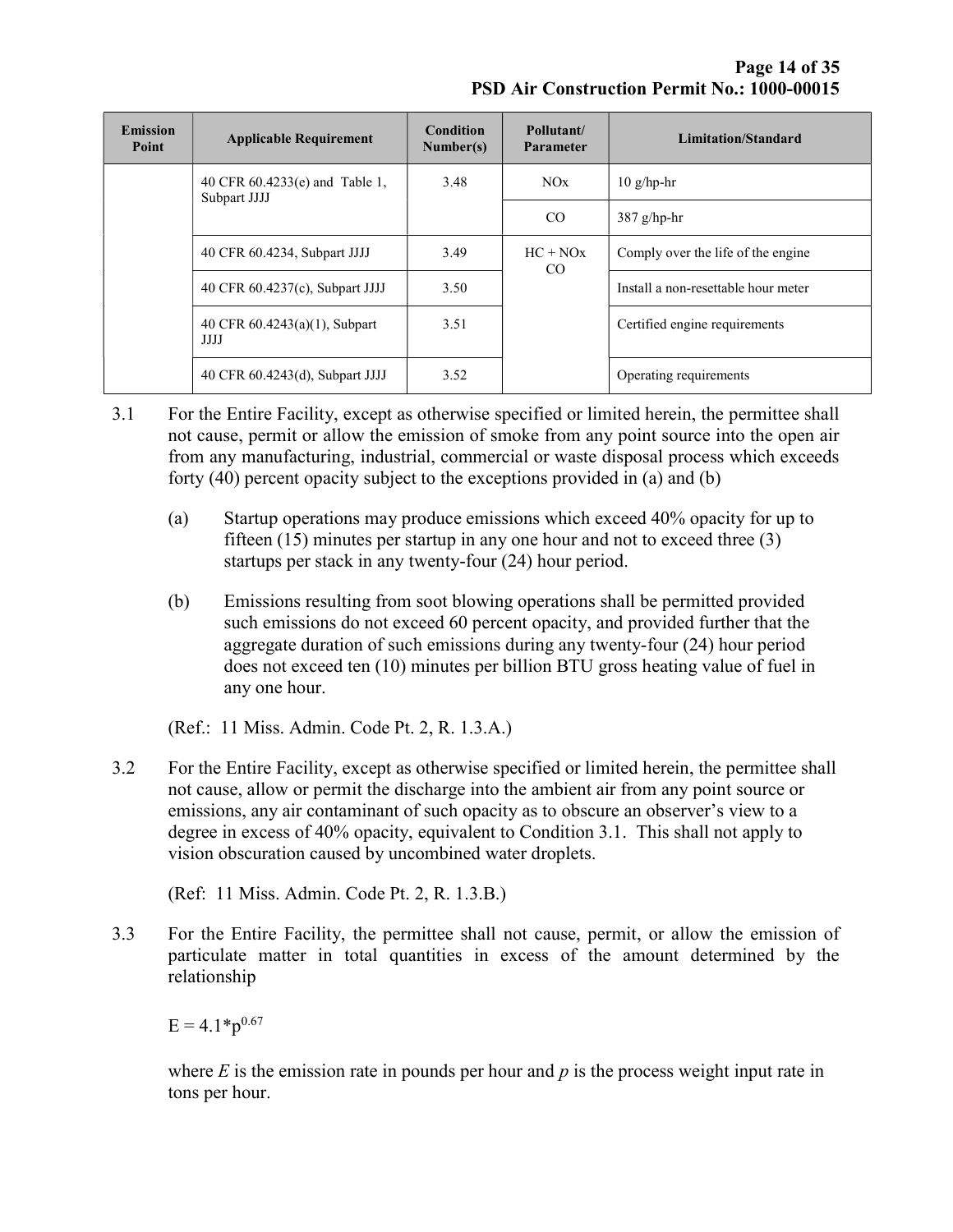| Emission Point | Applicable Requirement | Condition Number(s) | Pollutant/ Parameter | Limitation/Standard |
|---|---|---|---|---|
| | 40 CFR 60.4233(e) and Table 1, Subpart JJJJ | 3.48 | NOx | 10 g/hp-hr |
| | | | CO | 387 g/hp-hr |
| | 40 CFR 60.4234, Subpart JJJJ | 3.49 | HC + NOx CO | Comply over the life of the engine |
| | 40 CFR 60.4237(c), Subpart JJJJ | 3.50 | | Install a non-resettable hour meter |
| | 40 CFR 60.4243(a)(1), Subpart JJJJ | 3.51 | | Certified engine requirements |
| | 40 CFR 60.4243(d), Subpart JJJJ | 3.52 | | Operating requirements |

3.1 For the Entire Facility, except as otherwise specified or limited herein, the permittee shall not cause, permit or allow the emission of smoke from any point source into the open air from any manufacturing, industrial, commercial or waste disposal process which exceeds forty (40) percent opacity subject to the exceptions provided in (a) and (b)

   (a) Startup operations may produce emissions which exceed 40% opacity for up to fifteen (15) minutes per startup in any one hour and not to exceed three (3) startups per stack in any twenty-four (24) hour period.

   (b) Emissions resulting from soot blowing operations shall be permitted provided such emissions do not exceed 60 percent opacity, and provided further that the aggregate duration of such emissions during any twenty-four (24) hour period does not exceed ten (10) minutes per billion BTU gross heating value of fuel in any one hour.

   (Ref.: 11 Miss. Admin. Code Pt. 2, R. 1.3.A.)

3.2 For the Entire Facility, except as otherwise specified or limited herein, the permittee shall not cause, allow or permit the discharge into the ambient air from any point source or emissions, any air contaminant of such opacity as to obscure an observer's view to a degree in excess of 40% opacity, equivalent to Condition 3.1. This shall not apply to vision obscuration caused by uncombined water droplets.

   (Ref: 11 Miss. Admin. Code Pt. 2, R. 1.3.B.)

3.3 For the Entire Facility, the permittee shall not cause, permit, or allow the emission of particulate matter in total quantities in excess of the amount determined by the relationship

   $E = 4.1 * p^{0.67}$

   where $E$ is the emission rate in pounds per hour and $p$ is the process weight input rate in tons per hour.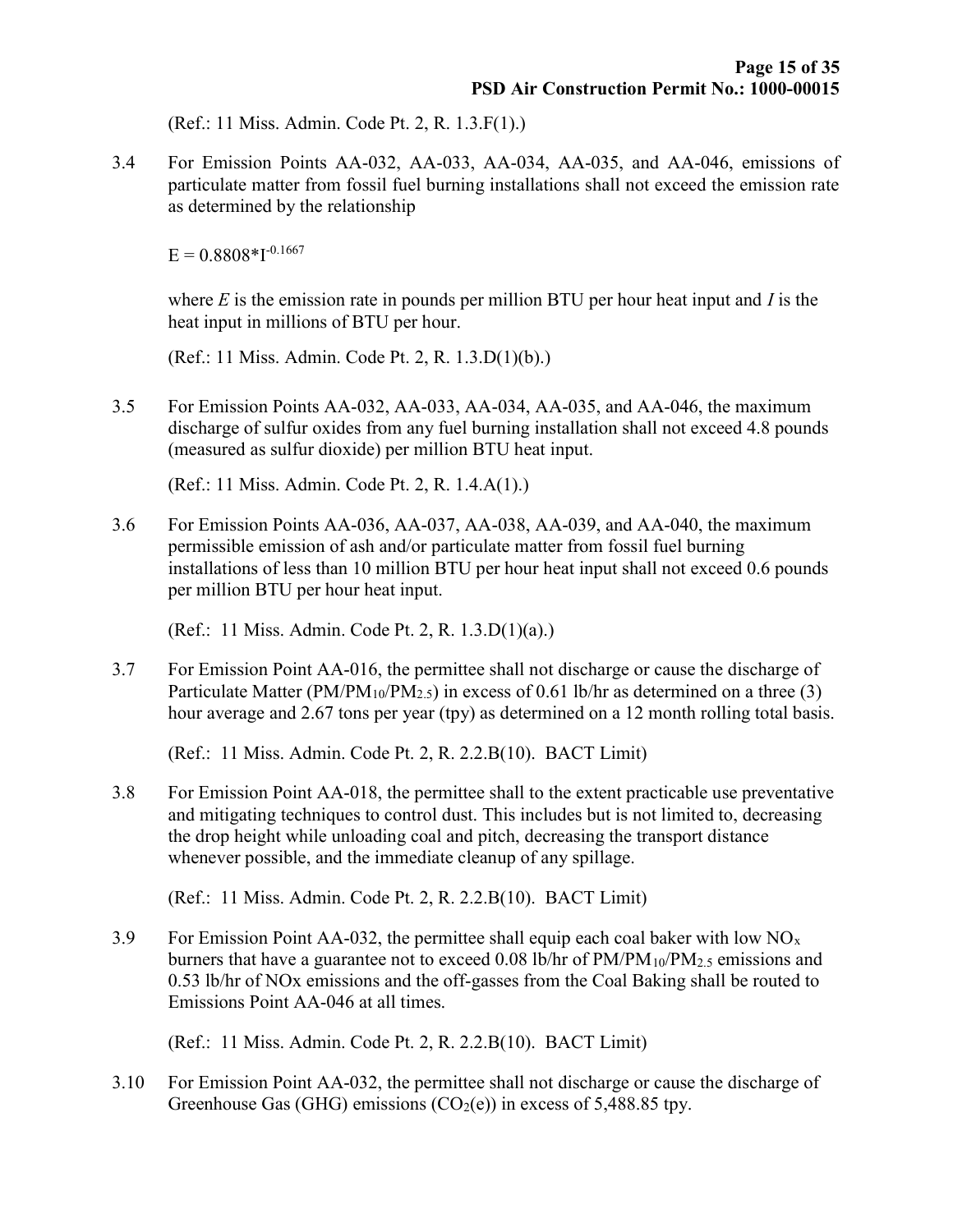(Ref.: 11 Miss. Admin. Code Pt. 2, R. 1.3.F(1).)

3.4 For Emission Points AA-032, AA-033, AA-034, AA-035, and AA-046, emissions of particulate matter from fossil fuel burning installations shall not exceed the emission rate as determined by the relationship

$$E = 0.8808*I^{-0.1667}$$

where $E$ is the emission rate in pounds per million BTU per hour heat input and $I$ is the heat input in millions of BTU per hour.

(Ref.: 11 Miss. Admin. Code Pt. 2, R. 1.3.D(1)(b).)

3.5 For Emission Points AA-032, AA-033, AA-034, AA-035, and AA-046, the maximum discharge of sulfur oxides from any fuel burning installation shall not exceed 4.8 pounds (measured as sulfur dioxide) per million BTU heat input.

(Ref.: 11 Miss. Admin. Code Pt. 2, R. 1.4.A(1).)

3.6 For Emission Points AA-036, AA-037, AA-038, AA-039, and AA-040, the maximum permissible emission of ash and/or particulate matter from fossil fuel burning installations of less than 10 million BTU per hour heat input shall not exceed 0.6 pounds per million BTU per hour heat input.

(Ref.: 11 Miss. Admin. Code Pt. 2, R. 1.3.D(1)(a).)

3.7 For Emission Point AA-016, the permittee shall not discharge or cause the discharge of Particulate Matter ($PM/PM_{10}/PM_{2.5}$) in excess of 0.61 lb/hr as determined on a three (3) hour average and 2.67 tons per year (tpy) as determined on a 12 month rolling total basis.

(Ref.: 11 Miss. Admin. Code Pt. 2, R. 2.2.B(10). BACT Limit)

3.8 For Emission Point AA-018, the permittee shall to the extent practicable use preventative and mitigating techniques to control dust. This includes but is not limited to, decreasing the drop height while unloading coal and pitch, decreasing the transport distance whenever possible, and the immediate cleanup of any spillage.

(Ref.: 11 Miss. Admin. Code Pt. 2, R. 2.2.B(10). BACT Limit)

3.9 For Emission Point AA-032, the permittee shall equip each coal baker with low $NO_x$ burners that have a guarantee not to exceed 0.08 lb/hr of $PM/PM_{10}/PM_{2.5}$ emissions and 0.53 lb/hr of NOx emissions and the off-gasses from the Coal Baking shall be routed to Emissions Point AA-046 at all times.

(Ref.: 11 Miss. Admin. Code Pt. 2, R. 2.2.B(10). BACT Limit)

3.10 For Emission Point AA-032, the permittee shall not discharge or cause the discharge of Greenhouse Gas (GHG) emissions ($CO_2(e)$) in excess of 5,488.85 tpy.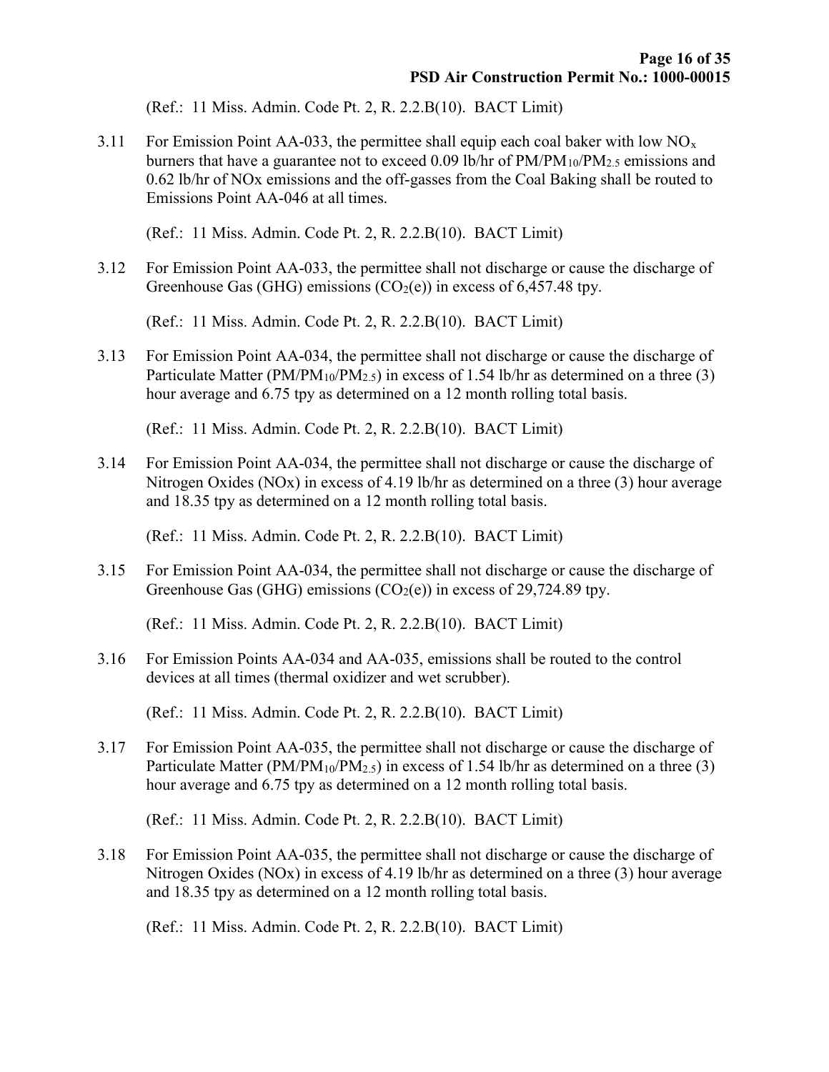(Ref.: 11 Miss. Admin. Code Pt. 2, R. 2.2.B(10). BACT Limit)

3.11 For Emission Point AA-033, the permittee shall equip each coal baker with low $NO_x$ burners that have a guarantee not to exceed 0.09 lb/hr of $PM/PM_{10}/PM_{2.5}$ emissions and 0.62 lb/hr of NOx emissions and the off-gasses from the Coal Baking shall be routed to Emissions Point AA-046 at all times.

(Ref.: 11 Miss. Admin. Code Pt. 2, R. 2.2.B(10). BACT Limit)

3.12 For Emission Point AA-033, the permittee shall not discharge or cause the discharge of Greenhouse Gas (GHG) emissions ($CO_2$(e)) in excess of 6,457.48 tpy.

(Ref.: 11 Miss. Admin. Code Pt. 2, R. 2.2.B(10). BACT Limit)

3.13 For Emission Point AA-034, the permittee shall not discharge or cause the discharge of Particulate Matter ($PM/PM_{10}/PM_{2.5}$) in excess of 1.54 lb/hr as determined on a three (3) hour average and 6.75 tpy as determined on a 12 month rolling total basis.

(Ref.: 11 Miss. Admin. Code Pt. 2, R. 2.2.B(10). BACT Limit)

3.14 For Emission Point AA-034, the permittee shall not discharge or cause the discharge of Nitrogen Oxides (NOx) in excess of 4.19 lb/hr as determined on a three (3) hour average and 18.35 tpy as determined on a 12 month rolling total basis.

(Ref.: 11 Miss. Admin. Code Pt. 2, R. 2.2.B(10). BACT Limit)

3.15 For Emission Point AA-034, the permittee shall not discharge or cause the discharge of Greenhouse Gas (GHG) emissions ($CO_2$(e)) in excess of 29,724.89 tpy.

(Ref.: 11 Miss. Admin. Code Pt. 2, R. 2.2.B(10). BACT Limit)

3.16 For Emission Points AA-034 and AA-035, emissions shall be routed to the control devices at all times (thermal oxidizer and wet scrubber).

(Ref.: 11 Miss. Admin. Code Pt. 2, R. 2.2.B(10). BACT Limit)

3.17 For Emission Point AA-035, the permittee shall not discharge or cause the discharge of Particulate Matter ($PM/PM_{10}/PM_{2.5}$) in excess of 1.54 lb/hr as determined on a three (3) hour average and 6.75 tpy as determined on a 12 month rolling total basis.

(Ref.: 11 Miss. Admin. Code Pt. 2, R. 2.2.B(10). BACT Limit)

3.18 For Emission Point AA-035, the permittee shall not discharge or cause the discharge of Nitrogen Oxides (NOx) in excess of 4.19 lb/hr as determined on a three (3) hour average and 18.35 tpy as determined on a 12 month rolling total basis.

(Ref.: 11 Miss. Admin. Code Pt. 2, R. 2.2.B(10). BACT Limit)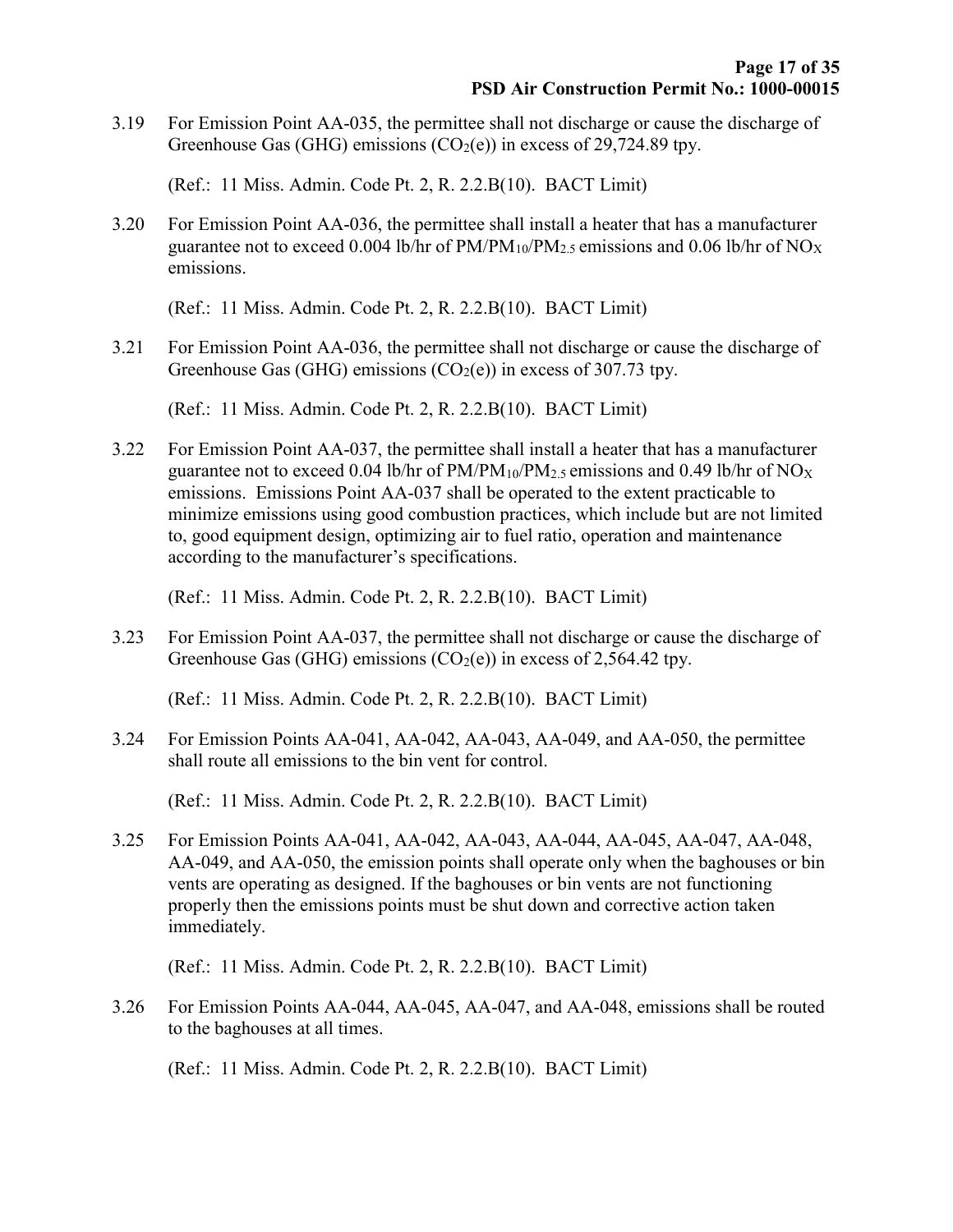3.19 For Emission Point AA-035, the permittee shall not discharge or cause the discharge of Greenhouse Gas (GHG) emissions ($CO_2$(e)) in excess of 29,724.89 tpy.

(Ref.: 11 Miss. Admin. Code Pt. 2, R. 2.2.B(10). BACT Limit)

3.20 For Emission Point AA-036, the permittee shall install a heater that has a manufacturer guarantee not to exceed 0.004 lb/hr of PM/$PM_{10}$/$PM_{2.5}$ emissions and 0.06 lb/hr of $NO_X$ emissions.

(Ref.: 11 Miss. Admin. Code Pt. 2, R. 2.2.B(10). BACT Limit)

3.21 For Emission Point AA-036, the permittee shall not discharge or cause the discharge of Greenhouse Gas (GHG) emissions ($CO_2$(e)) in excess of 307.73 tpy.

(Ref.: 11 Miss. Admin. Code Pt. 2, R. 2.2.B(10). BACT Limit)

3.22 For Emission Point AA-037, the permittee shall install a heater that has a manufacturer guarantee not to exceed 0.04 lb/hr of PM/$PM_{10}$/$PM_{2.5}$ emissions and 0.49 lb/hr of $NO_X$ emissions. Emissions Point AA-037 shall be operated to the extent practicable to minimize emissions using good combustion practices, which include but are not limited to, good equipment design, optimizing air to fuel ratio, operation and maintenance according to the manufacturer's specifications.

(Ref.: 11 Miss. Admin. Code Pt. 2, R. 2.2.B(10). BACT Limit)

3.23 For Emission Point AA-037, the permittee shall not discharge or cause the discharge of Greenhouse Gas (GHG) emissions ($CO_2$(e)) in excess of 2,564.42 tpy.

(Ref.: 11 Miss. Admin. Code Pt. 2, R. 2.2.B(10). BACT Limit)

3.24 For Emission Points AA-041, AA-042, AA-043, AA-049, and AA-050, the permittee shall route all emissions to the bin vent for control.

(Ref.: 11 Miss. Admin. Code Pt. 2, R. 2.2.B(10). BACT Limit)

3.25 For Emission Points AA-041, AA-042, AA-043, AA-044, AA-045, AA-047, AA-048, AA-049, and AA-050, the emission points shall operate only when the baghouses or bin vents are operating as designed. If the baghouses or bin vents are not functioning properly then the emissions points must be shut down and corrective action taken immediately.

(Ref.: 11 Miss. Admin. Code Pt. 2, R. 2.2.B(10). BACT Limit)

3.26 For Emission Points AA-044, AA-045, AA-047, and AA-048, emissions shall be routed to the baghouses at all times.

(Ref.: 11 Miss. Admin. Code Pt. 2, R. 2.2.B(10). BACT Limit)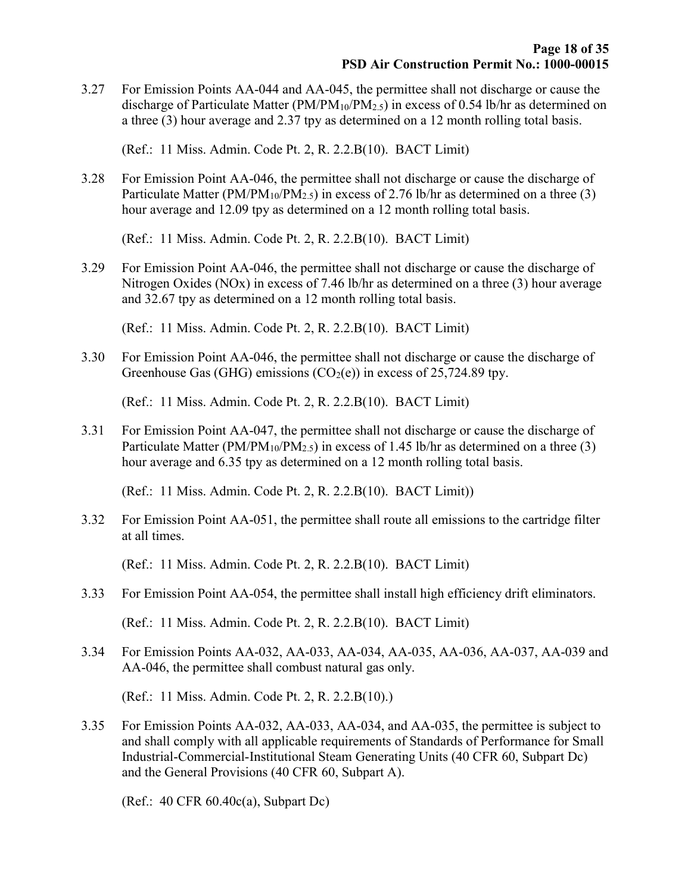3.27 For Emission Points AA-044 and AA-045, the permittee shall not discharge or cause the discharge of Particulate Matter ($PM/PM_{10}/PM_{2.5}$) in excess of 0.54 lb/hr as determined on a three (3) hour average and 2.37 tpy as determined on a 12 month rolling total basis.

(Ref.: 11 Miss. Admin. Code Pt. 2, R. 2.2.B(10). BACT Limit)

3.28 For Emission Point AA-046, the permittee shall not discharge or cause the discharge of Particulate Matter ($PM/PM_{10}/PM_{2.5}$) in excess of 2.76 lb/hr as determined on a three (3) hour average and 12.09 tpy as determined on a 12 month rolling total basis.

(Ref.: 11 Miss. Admin. Code Pt. 2, R. 2.2.B(10). BACT Limit)

3.29 For Emission Point AA-046, the permittee shall not discharge or cause the discharge of Nitrogen Oxides (NOx) in excess of 7.46 lb/hr as determined on a three (3) hour average and 32.67 tpy as determined on a 12 month rolling total basis.

(Ref.: 11 Miss. Admin. Code Pt. 2, R. 2.2.B(10). BACT Limit)

3.30 For Emission Point AA-046, the permittee shall not discharge or cause the discharge of Greenhouse Gas (GHG) emissions ($CO_2(e)$) in excess of 25,724.89 tpy.

(Ref.: 11 Miss. Admin. Code Pt. 2, R. 2.2.B(10). BACT Limit)

3.31 For Emission Point AA-047, the permittee shall not discharge or cause the discharge of Particulate Matter ($PM/PM_{10}/PM_{2.5}$) in excess of 1.45 lb/hr as determined on a three (3) hour average and 6.35 tpy as determined on a 12 month rolling total basis.

(Ref.: 11 Miss. Admin. Code Pt. 2, R. 2.2.B(10). BACT Limit))

3.32 For Emission Point AA-051, the permittee shall route all emissions to the cartridge filter at all times.

(Ref.: 11 Miss. Admin. Code Pt. 2, R. 2.2.B(10). BACT Limit)

3.33 For Emission Point AA-054, the permittee shall install high efficiency drift eliminators.

(Ref.: 11 Miss. Admin. Code Pt. 2, R. 2.2.B(10). BACT Limit)

3.34 For Emission Points AA-032, AA-033, AA-034, AA-035, AA-036, AA-037, AA-039 and AA-046, the permittee shall combust natural gas only.

(Ref.: 11 Miss. Admin. Code Pt. 2, R. 2.2.B(10).)

3.35 For Emission Points AA-032, AA-033, AA-034, and AA-035, the permittee is subject to and shall comply with all applicable requirements of Standards of Performance for Small Industrial-Commercial-Institutional Steam Generating Units (40 CFR 60, Subpart Dc) and the General Provisions (40 CFR 60, Subpart A).

(Ref.: 40 CFR 60.40c(a), Subpart Dc)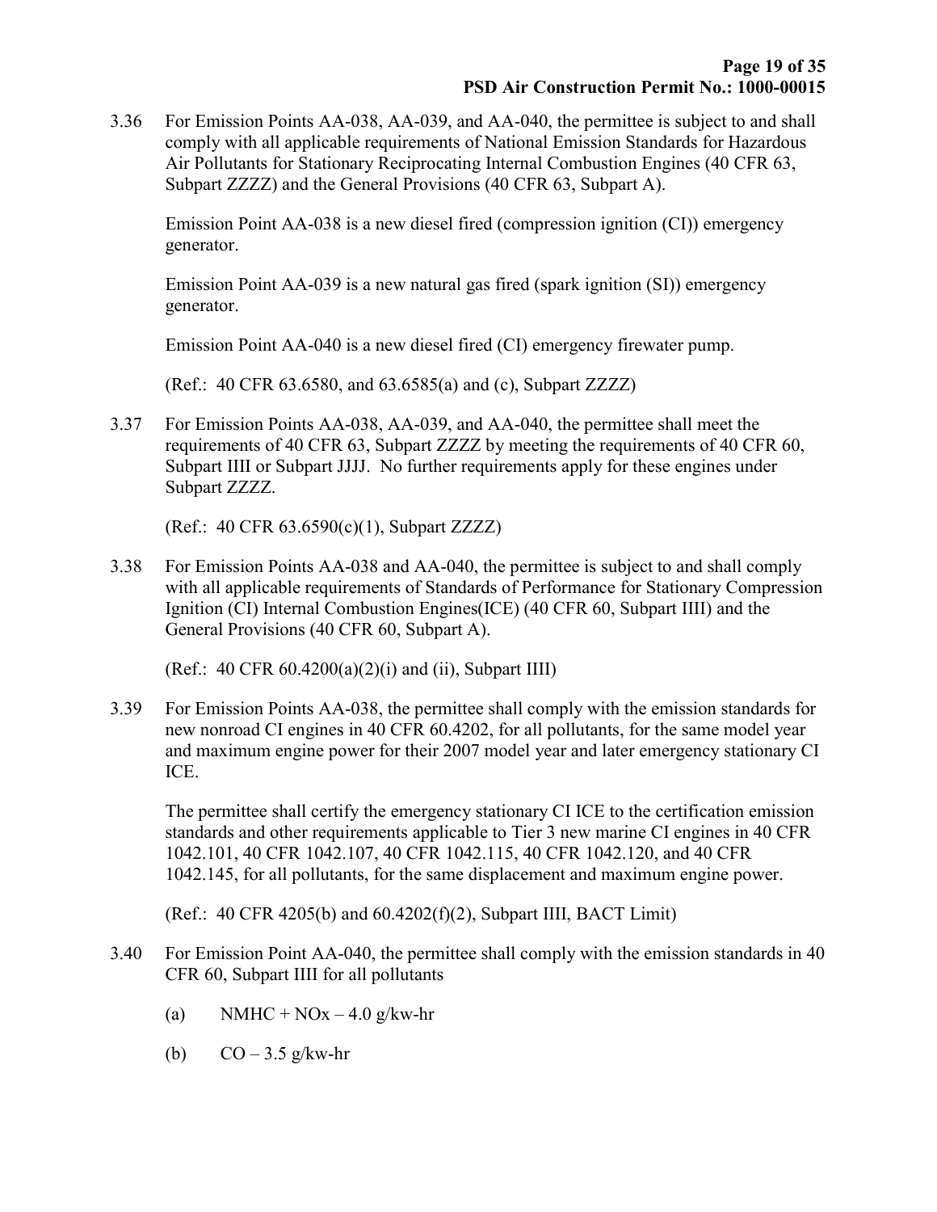3.36 For Emission Points AA-038, AA-039, and AA-040, the permittee is subject to and shall comply with all applicable requirements of National Emission Standards for Hazardous Air Pollutants for Stationary Reciprocating Internal Combustion Engines (40 CFR 63, Subpart ZZZZ) and the General Provisions (40 CFR 63, Subpart A).

Emission Point AA-038 is a new diesel fired (compression ignition (CI)) emergency generator.

Emission Point AA-039 is a new natural gas fired (spark ignition (SI)) emergency generator.

Emission Point AA-040 is a new diesel fired (CI) emergency firewater pump.

(Ref.: 40 CFR 63.6580, and 63.6585(a) and (c), Subpart ZZZZ)

3.37 For Emission Points AA-038, AA-039, and AA-040, the permittee shall meet the requirements of 40 CFR 63, Subpart ZZZZ by meeting the requirements of 40 CFR 60, Subpart IIII or Subpart JJJJ. No further requirements apply for these engines under Subpart ZZZZ.

(Ref.: 40 CFR 63.6590(c)(1), Subpart ZZZZ)

3.38 For Emission Points AA-038 and AA-040, the permittee is subject to and shall comply with all applicable requirements of Standards of Performance for Stationary Compression Ignition (CI) Internal Combustion Engines(ICE) (40 CFR 60, Subpart IIII) and the General Provisions (40 CFR 60, Subpart A).

(Ref.: 40 CFR 60.4200(a)(2)(i) and (ii), Subpart IIII)

3.39 For Emission Points AA-038, the permittee shall comply with the emission standards for new nonroad CI engines in 40 CFR 60.4202, for all pollutants, for the same model year and maximum engine power for their 2007 model year and later emergency stationary CI ICE.

The permittee shall certify the emergency stationary CI ICE to the certification emission standards and other requirements applicable to Tier 3 new marine CI engines in 40 CFR 1042.101, 40 CFR 1042.107, 40 CFR 1042.115, 40 CFR 1042.120, and 40 CFR 1042.145, for all pollutants, for the same displacement and maximum engine power.

(Ref.: 40 CFR 4205(b) and 60.4202(f)(2), Subpart IIII, BACT Limit)

3.40 For Emission Point AA-040, the permittee shall comply with the emission standards in 40 CFR 60, Subpart IIII for all pollutants

(a) NMHC + NOx – 4.0 g/kw-hr

(b) CO – 3.5 g/kw-hr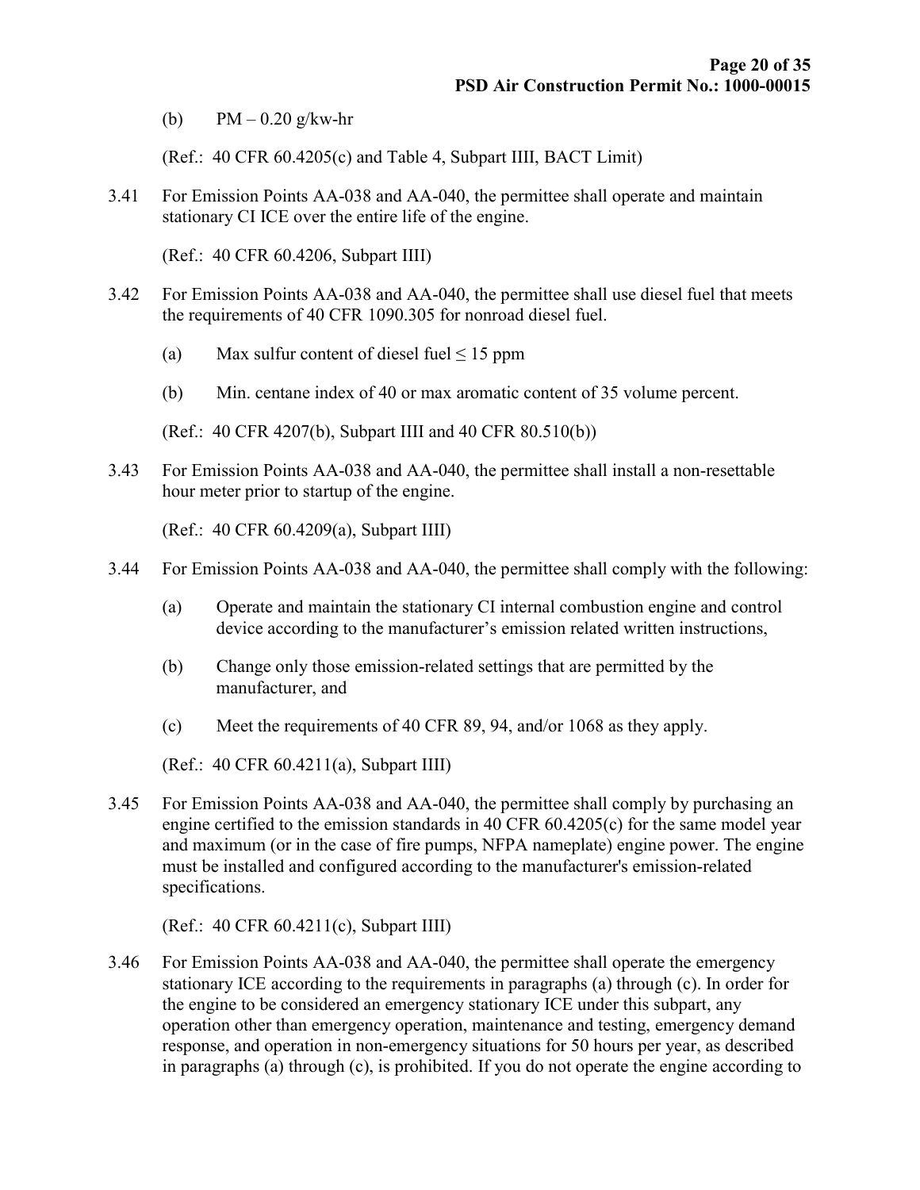(b) PM – 0.20 g/kw-hr

(Ref.: 40 CFR 60.4205(c) and Table 4, Subpart IIII, BACT Limit)

3.41 For Emission Points AA-038 and AA-040, the permittee shall operate and maintain stationary CI ICE over the entire life of the engine.

(Ref.: 40 CFR 60.4206, Subpart IIII)

3.42 For Emission Points AA-038 and AA-040, the permittee shall use diesel fuel that meets the requirements of 40 CFR 1090.305 for nonroad diesel fuel.

(a) Max sulfur content of diesel fuel ≤ 15 ppm

(b) Min. centane index of 40 or max aromatic content of 35 volume percent.

(Ref.: 40 CFR 4207(b), Subpart IIII and 40 CFR 80.510(b))

3.43 For Emission Points AA-038 and AA-040, the permittee shall install a non-resettable hour meter prior to startup of the engine.

(Ref.: 40 CFR 60.4209(a), Subpart IIII)

3.44 For Emission Points AA-038 and AA-040, the permittee shall comply with the following:

(a) Operate and maintain the stationary CI internal combustion engine and control device according to the manufacturer's emission related written instructions,

(b) Change only those emission-related settings that are permitted by the manufacturer, and

(c) Meet the requirements of 40 CFR 89, 94, and/or 1068 as they apply.

(Ref.: 40 CFR 60.4211(a), Subpart IIII)

3.45 For Emission Points AA-038 and AA-040, the permittee shall comply by purchasing an engine certified to the emission standards in 40 CFR 60.4205(c) for the same model year and maximum (or in the case of fire pumps, NFPA nameplate) engine power. The engine must be installed and configured according to the manufacturer's emission-related specifications.

(Ref.: 40 CFR 60.4211(c), Subpart IIII)

3.46 For Emission Points AA-038 and AA-040, the permittee shall operate the emergency stationary ICE according to the requirements in paragraphs (a) through (c). In order for the engine to be considered an emergency stationary ICE under this subpart, any operation other than emergency operation, maintenance and testing, emergency demand response, and operation in non-emergency situations for 50 hours per year, as described in paragraphs (a) through (c), is prohibited. If you do not operate the engine according to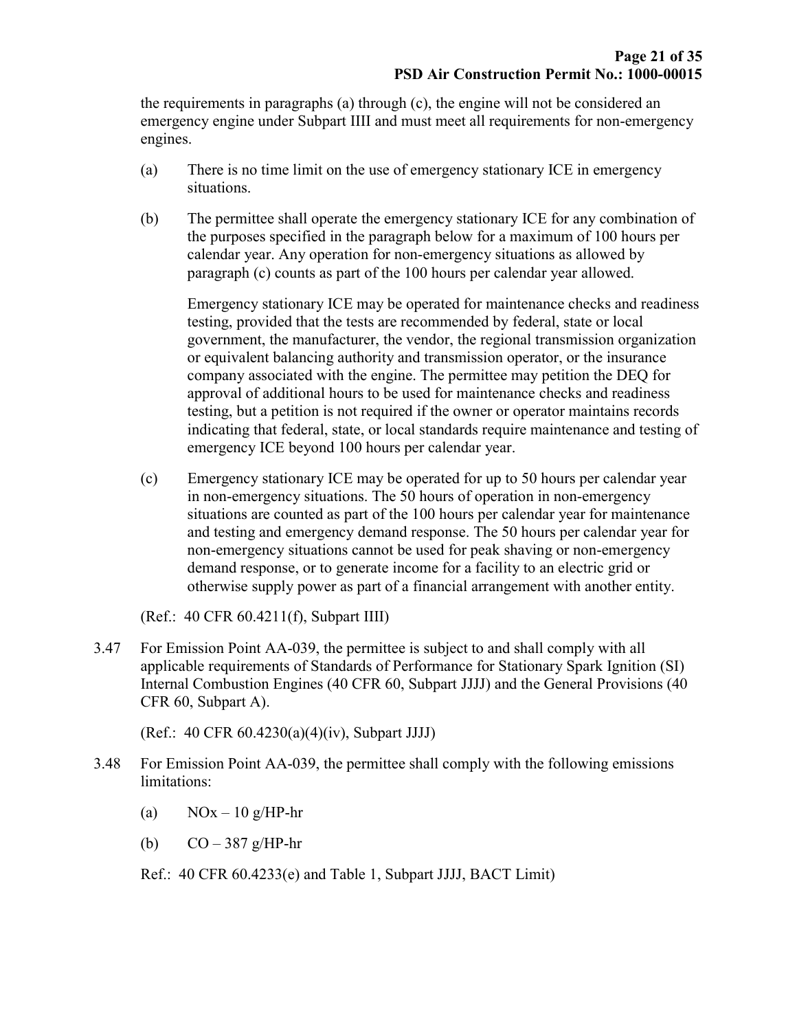the requirements in paragraphs (a) through (c), the engine will not be considered an emergency engine under Subpart IIII and must meet all requirements for non-emergency engines.

(a) There is no time limit on the use of emergency stationary ICE in emergency situations.

(b) The permittee shall operate the emergency stationary ICE for any combination of the purposes specified in the paragraph below for a maximum of 100 hours per calendar year. Any operation for non-emergency situations as allowed by paragraph (c) counts as part of the 100 hours per calendar year allowed.

Emergency stationary ICE may be operated for maintenance checks and readiness testing, provided that the tests are recommended by federal, state or local government, the manufacturer, the vendor, the regional transmission organization or equivalent balancing authority and transmission operator, or the insurance company associated with the engine. The permittee may petition the DEQ for approval of additional hours to be used for maintenance checks and readiness testing, but a petition is not required if the owner or operator maintains records indicating that federal, state, or local standards require maintenance and testing of emergency ICE beyond 100 hours per calendar year.

(c) Emergency stationary ICE may be operated for up to 50 hours per calendar year in non-emergency situations. The 50 hours of operation in non-emergency situations are counted as part of the 100 hours per calendar year for maintenance and testing and emergency demand response. The 50 hours per calendar year for non-emergency situations cannot be used for peak shaving or non-emergency demand response, or to generate income for a facility to an electric grid or otherwise supply power as part of a financial arrangement with another entity.

(Ref.: 40 CFR 60.4211(f), Subpart IIII)

3.47 For Emission Point AA-039, the permittee is subject to and shall comply with all applicable requirements of Standards of Performance for Stationary Spark Ignition (SI) Internal Combustion Engines (40 CFR 60, Subpart JJJJ) and the General Provisions (40 CFR 60, Subpart A).

(Ref.: 40 CFR 60.4230(a)(4)(iv), Subpart JJJJ)

3.48 For Emission Point AA-039, the permittee shall comply with the following emissions limitations:

(a) $NO_x$ – 10 g/HP-hr

(b) CO – 387 g/HP-hr

Ref.: 40 CFR 60.4233(e) and Table 1, Subpart JJJJ, BACT Limit)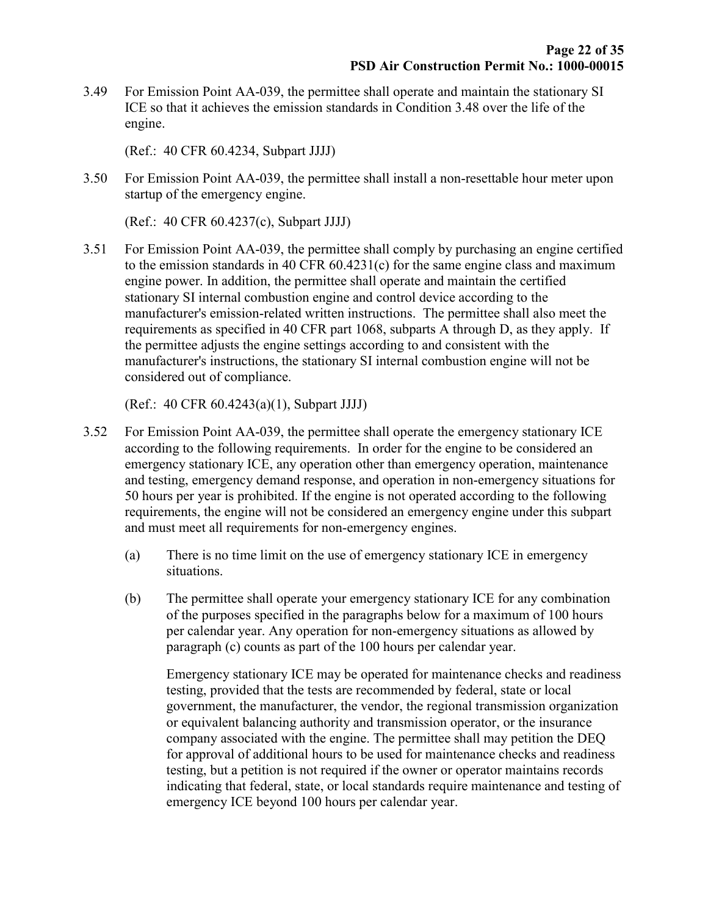3.49 For Emission Point AA-039, the permittee shall operate and maintain the stationary SI ICE so that it achieves the emission standards in Condition 3.48 over the life of the engine.

(Ref.: 40 CFR 60.4234, Subpart JJJJ)

3.50 For Emission Point AA-039, the permittee shall install a non-resettable hour meter upon startup of the emergency engine.

(Ref.: 40 CFR 60.4237(c), Subpart JJJJ)

3.51 For Emission Point AA-039, the permittee shall comply by purchasing an engine certified to the emission standards in 40 CFR 60.4231(c) for the same engine class and maximum engine power. In addition, the permittee shall operate and maintain the certified stationary SI internal combustion engine and control device according to the manufacturer's emission-related written instructions. The permittee shall also meet the requirements as specified in 40 CFR part 1068, subparts A through D, as they apply. If the permittee adjusts the engine settings according to and consistent with the manufacturer's instructions, the stationary SI internal combustion engine will not be considered out of compliance.

(Ref.: 40 CFR 60.4243(a)(1), Subpart JJJJ)

3.52 For Emission Point AA-039, the permittee shall operate the emergency stationary ICE according to the following requirements. In order for the engine to be considered an emergency stationary ICE, any operation other than emergency operation, maintenance and testing, emergency demand response, and operation in non-emergency situations for 50 hours per year is prohibited. If the engine is not operated according to the following requirements, the engine will not be considered an emergency engine under this subpart and must meet all requirements for non-emergency engines.

(a) There is no time limit on the use of emergency stationary ICE in emergency situations.

(b) The permittee shall operate your emergency stationary ICE for any combination of the purposes specified in the paragraphs below for a maximum of 100 hours per calendar year. Any operation for non-emergency situations as allowed by paragraph (c) counts as part of the 100 hours per calendar year.

Emergency stationary ICE may be operated for maintenance checks and readiness testing, provided that the tests are recommended by federal, state or local government, the manufacturer, the vendor, the regional transmission organization or equivalent balancing authority and transmission operator, or the insurance company associated with the engine. The permittee shall may petition the DEQ for approval of additional hours to be used for maintenance checks and readiness testing, but a petition is not required if the owner or operator maintains records indicating that federal, state, or local standards require maintenance and testing of emergency ICE beyond 100 hours per calendar year.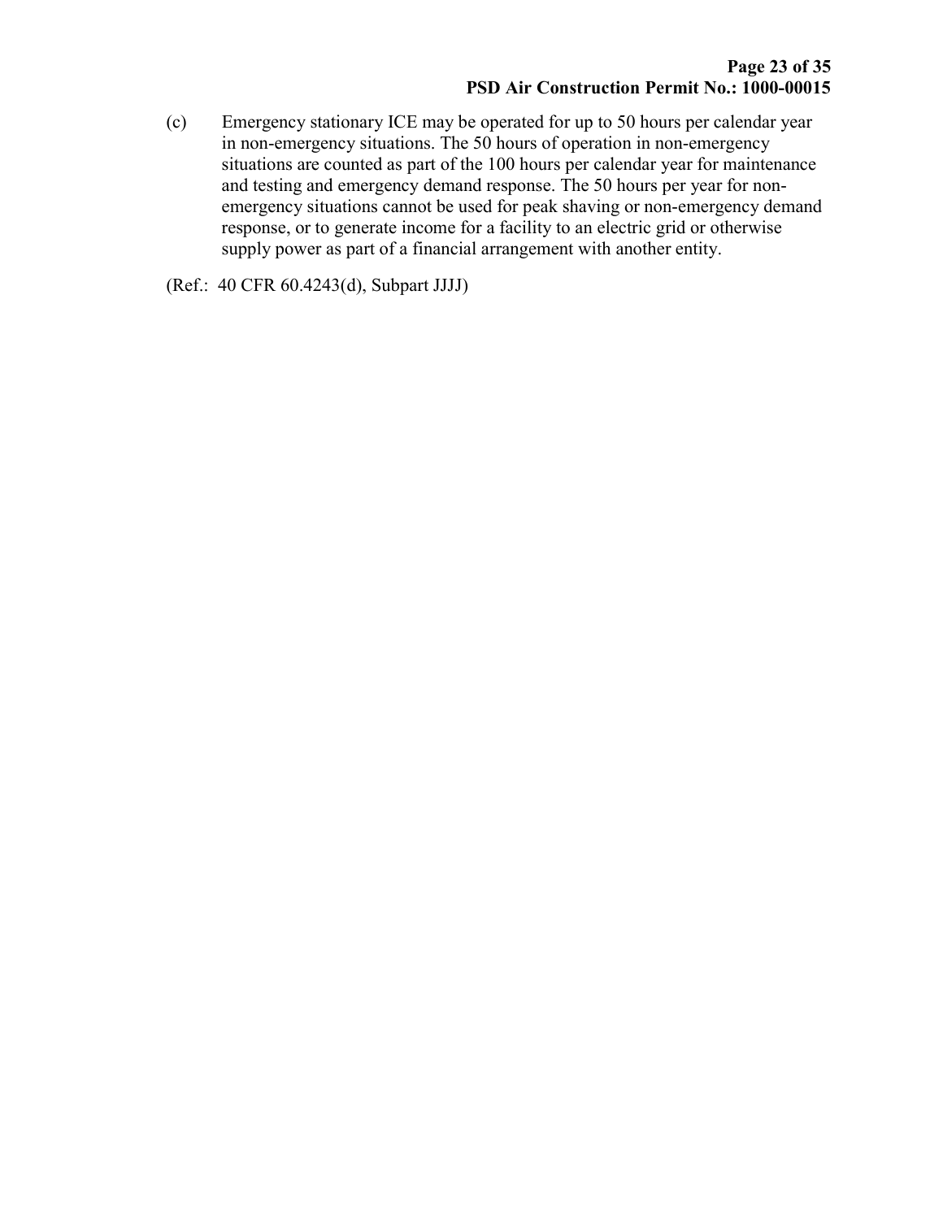(c) Emergency stationary ICE may be operated for up to 50 hours per calendar year in non-emergency situations. The 50 hours of operation in non-emergency situations are counted as part of the 100 hours per calendar year for maintenance and testing and emergency demand response. The 50 hours per year for non-emergency situations cannot be used for peak shaving or non-emergency demand response, or to generate income for a facility to an electric grid or otherwise supply power as part of a financial arrangement with another entity.

(Ref.: 40 CFR 60.4243(d), Subpart JJJJ)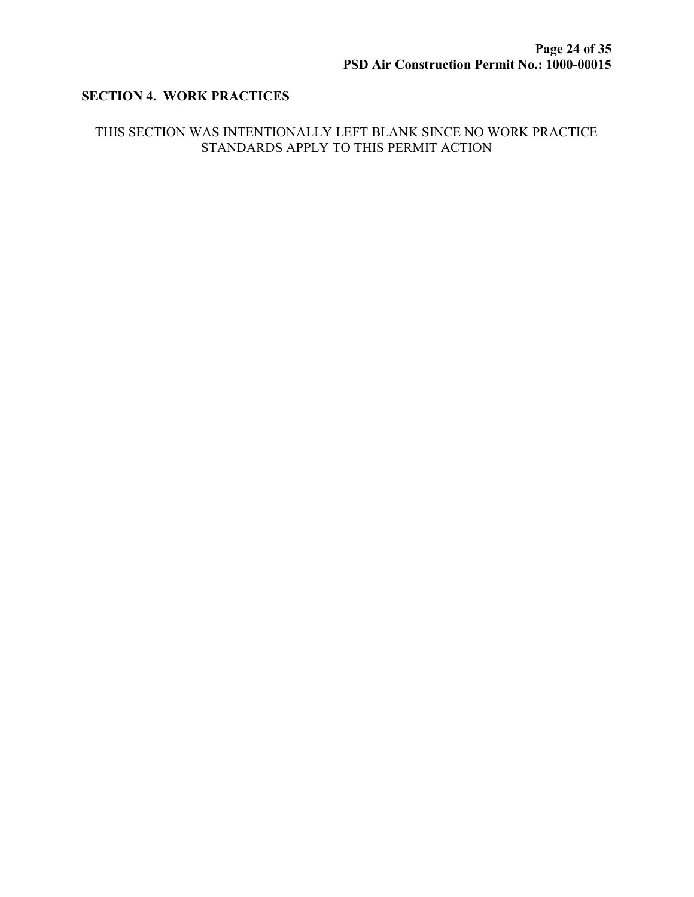## SECTION 4. WORK PRACTICES

THIS SECTION WAS INTENTIONALLY LEFT BLANK SINCE NO WORK PRACTICE STANDARDS APPLY TO THIS PERMIT ACTION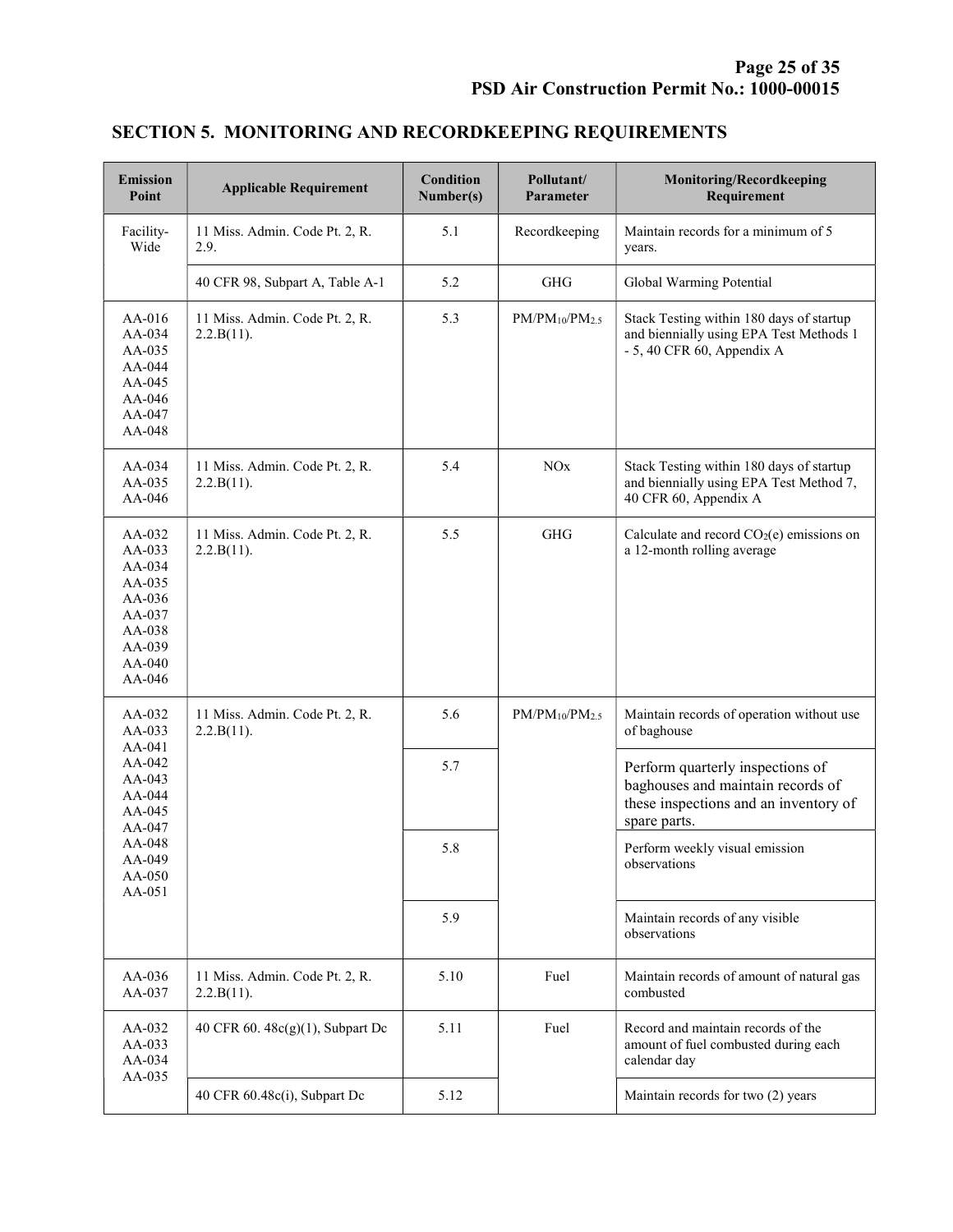## SECTION 5. MONITORING AND RECORDKEEPING REQUIREMENTS

| Emission Point | Applicable Requirement | Condition Number(s) | Pollutant/ Parameter | Monitoring/Recordkeeping Requirement |
|---|---|---|---|---|
| Facility-Wide | 11 Miss. Admin. Code Pt. 2, R. 2.9. | 5.1 | Recordkeeping | Maintain records for a minimum of 5 years. |
| | 40 CFR 98, Subpart A, Table A-1 | 5.2 | GHG | Global Warming Potential |
| AA-016 AA-034 AA-035 AA-044 AA-045 AA-046 AA-047 AA-048 | 11 Miss. Admin. Code Pt. 2, R. 2.2.B(11). | 5.3 | $PM/PM_{10}/PM_{2.5}$ | Stack Testing within 180 days of startup and biennially using EPA Test Methods 1 - 5, 40 CFR 60, Appendix A |
| AA-034 AA-035 AA-046 | 11 Miss. Admin. Code Pt. 2, R. 2.2.B(11). | 5.4 | NOx | Stack Testing within 180 days of startup and biennially using EPA Test Method 7, 40 CFR 60, Appendix A |
| AA-032 AA-033 AA-034 AA-035 AA-036 AA-037 AA-038 AA-039 AA-040 AA-046 | 11 Miss. Admin. Code Pt. 2, R. 2.2.B(11). | 5.5 | GHG | Calculate and record $CO_2$(e) emissions on a 12-month rolling average |
| AA-032 AA-033 AA-041 AA-042 AA-043 AA-044 AA-045 AA-047 AA-048 AA-049 AA-050 AA-051 | 11 Miss. Admin. Code Pt. 2, R. 2.2.B(11). | 5.6 | $PM/PM_{10}/PM_{2.5}$ | Maintain records of operation without use of baghouse |
| | | 5.7 | | Perform quarterly inspections of baghouses and maintain records of these inspections and an inventory of spare parts. |
| | | 5.8 | | Perform weekly visual emission observations |
| | | 5.9 | | Maintain records of any visible observations |
| AA-036 AA-037 | 11 Miss. Admin. Code Pt. 2, R. 2.2.B(11). | 5.10 | Fuel | Maintain records of amount of natural gas combusted |
| AA-032 AA-033 AA-034 AA-035 | 40 CFR 60. 48c(g)(1), Subpart Dc | 5.11 | Fuel | Record and maintain records of the amount of fuel combusted during each calendar day |
| | 40 CFR 60.48c(i), Subpart Dc | 5.12 | | Maintain records for two (2) years |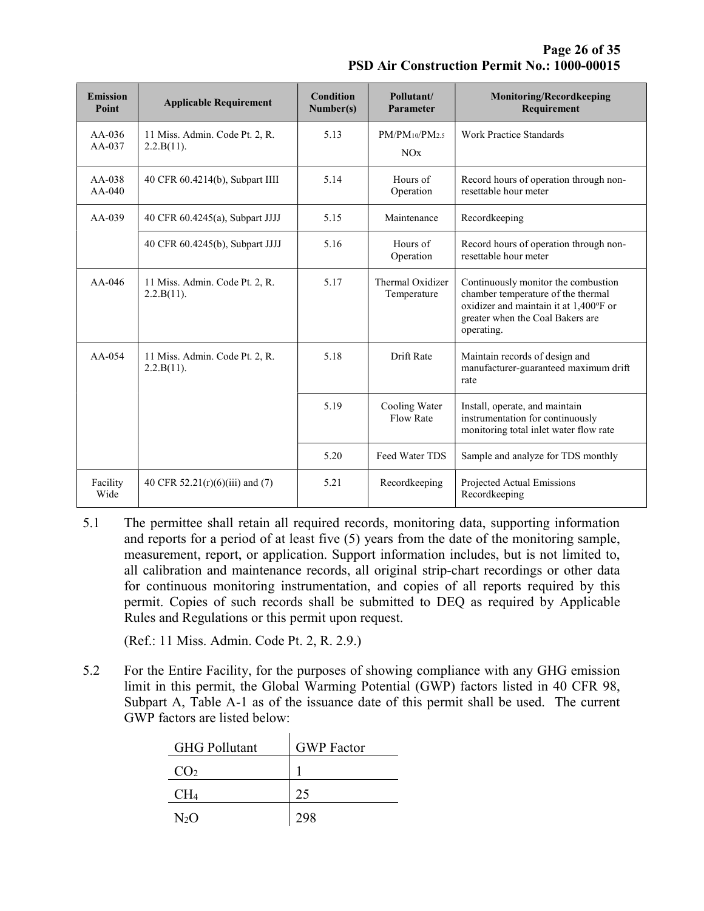| Emission Point | Applicable Requirement | Condition Number(s) | Pollutant/ Parameter | Monitoring/Recordkeeping Requirement |
|---|---|---|---|---|
| AA-036<br>AA-037 | 11 Miss. Admin. Code Pt. 2, R. 2.2.B(11). | 5.13 | $PM/PM_{10}/PM_{2.5}$<br>$NO_x$ | Work Practice Standards |
| AA-038<br>AA-040 | 40 CFR 60.4214(b), Subpart IIII | 5.14 | Hours of Operation | Record hours of operation through non-resettable hour meter |
| AA-039 | 40 CFR 60.4245(a), Subpart JJJJ | 5.15 | Maintenance | Recordkeeping |
| | 40 CFR 60.4245(b), Subpart JJJJ | 5.16 | Hours of Operation | Record hours of operation through non-resettable hour meter |
| AA-046 | 11 Miss. Admin. Code Pt. 2, R. 2.2.B(11). | 5.17 | Thermal Oxidizer Temperature | Continuously monitor the combustion chamber temperature of the thermal oxidizer and maintain it at 1,400ºF or greater when the Coal Bakers are operating. |
| AA-054 | 11 Miss. Admin. Code Pt. 2, R. 2.2.B(11). | 5.18 | Drift Rate | Maintain records of design and manufacturer-guaranteed maximum drift rate |
| | | 5.19 | Cooling Water Flow Rate | Install, operate, and maintain instrumentation for continuously monitoring total inlet water flow rate |
| | | 5.20 | Feed Water TDS | Sample and analyze for TDS monthly |
| Facility Wide | 40 CFR 52.21(r)(6)(iii) and (7) | 5.21 | Recordkeeping | Projected Actual Emissions Recordkeeping |

5.1 The permittee shall retain all required records, monitoring data, supporting information and reports for a period of at least five (5) years from the date of the monitoring sample, measurement, report, or application. Support information includes, but is not limited to, all calibration and maintenance records, all original strip-chart recordings or other data for continuous monitoring instrumentation, and copies of all reports required by this permit. Copies of such records shall be submitted to DEQ as required by Applicable Rules and Regulations or this permit upon request.

(Ref.: 11 Miss. Admin. Code Pt. 2, R. 2.9.)

5.2 For the Entire Facility, for the purposes of showing compliance with any GHG emission limit in this permit, the Global Warming Potential (GWP) factors listed in 40 CFR 98, Subpart A, Table A-1 as of the issuance date of this permit shall be used. The current GWP factors are listed below:

| GHG Pollutant | GWP Factor |
|---|---|
| $CO_2$ | 1 |
| $CH_4$ | 25 |
| $N_2O$ | 298 |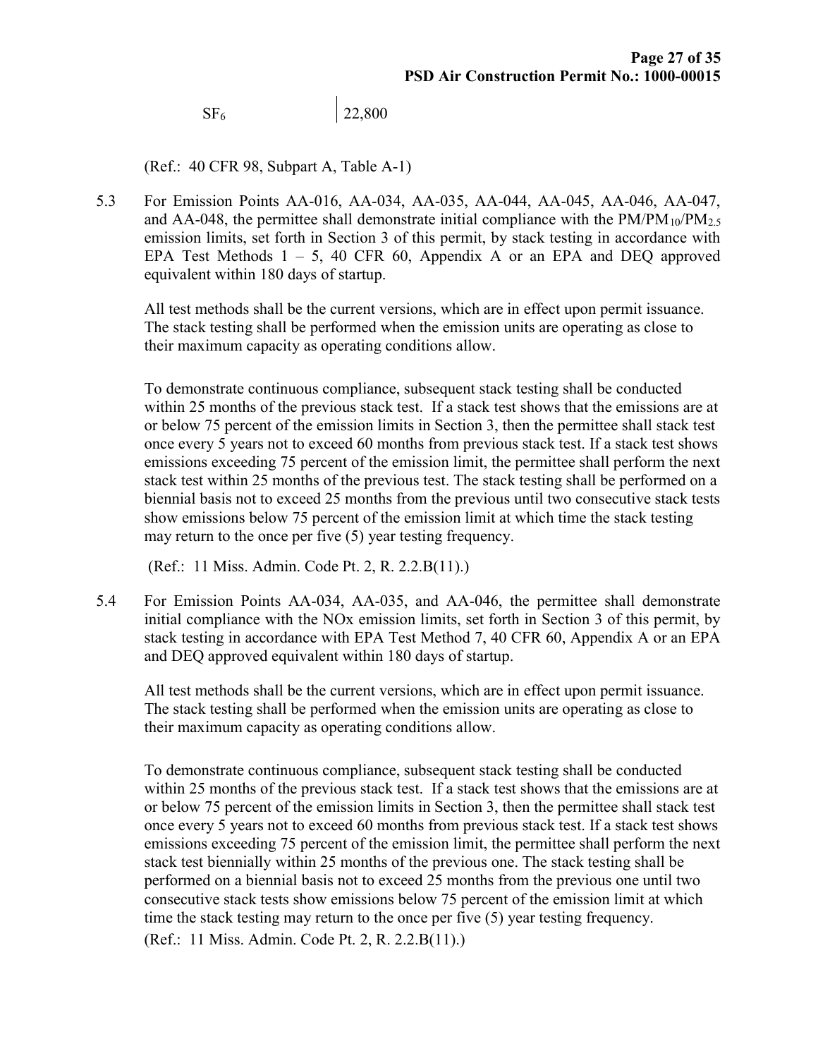| $SF_6$ | 22,800 |
|---|---|

(Ref.: 40 CFR 98, Subpart A, Table A-1)

5.3 For Emission Points AA-016, AA-034, AA-035, AA-044, AA-045, AA-046, AA-047, and AA-048, the permittee shall demonstrate initial compliance with the $PM/PM_{10}/PM_{2.5}$ emission limits, set forth in Section 3 of this permit, by stack testing in accordance with EPA Test Methods 1 – 5, 40 CFR 60, Appendix A or an EPA and DEQ approved equivalent within 180 days of startup.

All test methods shall be the current versions, which are in effect upon permit issuance. The stack testing shall be performed when the emission units are operating as close to their maximum capacity as operating conditions allow.

To demonstrate continuous compliance, subsequent stack testing shall be conducted within 25 months of the previous stack test. If a stack test shows that the emissions are at or below 75 percent of the emission limits in Section 3, then the permittee shall stack test once every 5 years not to exceed 60 months from previous stack test. If a stack test shows emissions exceeding 75 percent of the emission limit, the permittee shall perform the next stack test within 25 months of the previous test. The stack testing shall be performed on a biennial basis not to exceed 25 months from the previous until two consecutive stack tests show emissions below 75 percent of the emission limit at which time the stack testing may return to the once per five (5) year testing frequency.

(Ref.: 11 Miss. Admin. Code Pt. 2, R. 2.2.B(11).)

5.4 For Emission Points AA-034, AA-035, and AA-046, the permittee shall demonstrate initial compliance with the NOx emission limits, set forth in Section 3 of this permit, by stack testing in accordance with EPA Test Method 7, 40 CFR 60, Appendix A or an EPA and DEQ approved equivalent within 180 days of startup.

All test methods shall be the current versions, which are in effect upon permit issuance. The stack testing shall be performed when the emission units are operating as close to their maximum capacity as operating conditions allow.

To demonstrate continuous compliance, subsequent stack testing shall be conducted within 25 months of the previous stack test. If a stack test shows that the emissions are at or below 75 percent of the emission limits in Section 3, then the permittee shall stack test once every 5 years not to exceed 60 months from previous stack test. If a stack test shows emissions exceeding 75 percent of the emission limit, the permittee shall perform the next stack test biennially within 25 months of the previous one. The stack testing shall be performed on a biennial basis not to exceed 25 months from the previous one until two consecutive stack tests show emissions below 75 percent of the emission limit at which time the stack testing may return to the once per five (5) year testing frequency.

(Ref.: 11 Miss. Admin. Code Pt. 2, R. 2.2.B(11).)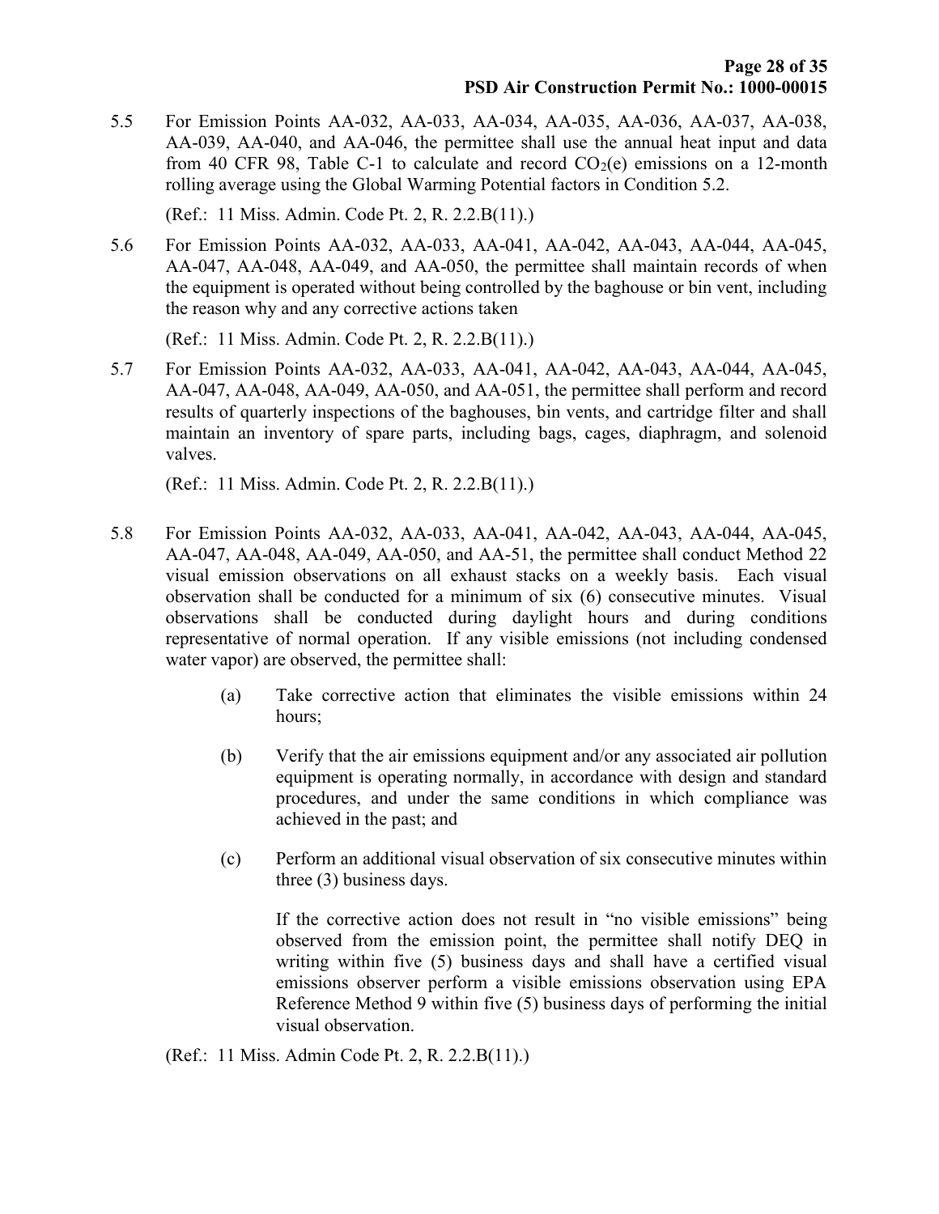5.5 For Emission Points AA-032, AA-033, AA-034, AA-035, AA-036, AA-037, AA-038, AA-039, AA-040, and AA-046, the permittee shall use the annual heat input and data from 40 CFR 98, Table C-1 to calculate and record $CO_2$(e) emissions on a 12-month rolling average using the Global Warming Potential factors in Condition 5.2.

(Ref.: 11 Miss. Admin. Code Pt. 2, R. 2.2.B(11).)

5.6 For Emission Points AA-032, AA-033, AA-041, AA-042, AA-043, AA-044, AA-045, AA-047, AA-048, AA-049, and AA-050, the permittee shall maintain records of when the equipment is operated without being controlled by the baghouse or bin vent, including the reason why and any corrective actions taken

(Ref.: 11 Miss. Admin. Code Pt. 2, R. 2.2.B(11).)

5.7 For Emission Points AA-032, AA-033, AA-041, AA-042, AA-043, AA-044, AA-045, AA-047, AA-048, AA-049, AA-050, and AA-051, the permittee shall perform and record results of quarterly inspections of the baghouses, bin vents, and cartridge filter and shall maintain an inventory of spare parts, including bags, cages, diaphragm, and solenoid valves.

(Ref.: 11 Miss. Admin. Code Pt. 2, R. 2.2.B(11).)

5.8 For Emission Points AA-032, AA-033, AA-041, AA-042, AA-043, AA-044, AA-045, AA-047, AA-048, AA-049, AA-050, and AA-51, the permittee shall conduct Method 22 visual emission observations on all exhaust stacks on a weekly basis. Each visual observation shall be conducted for a minimum of six (6) consecutive minutes. Visual observations shall be conducted during daylight hours and during conditions representative of normal operation. If any visible emissions (not including condensed water vapor) are observed, the permittee shall:

   (a) Take corrective action that eliminates the visible emissions within 24 hours;

   (b) Verify that the air emissions equipment and/or any associated air pollution equipment is operating normally, in accordance with design and standard procedures, and under the same conditions in which compliance was achieved in the past; and

   (c) Perform an additional visual observation of six consecutive minutes within three (3) business days.

   If the corrective action does not result in "no visible emissions" being observed from the emission point, the permittee shall notify DEQ in writing within five (5) business days and shall have a certified visual emissions observer perform a visible emissions observation using EPA Reference Method 9 within five (5) business days of performing the initial visual observation.

(Ref.: 11 Miss. Admin Code Pt. 2, R. 2.2.B(11).)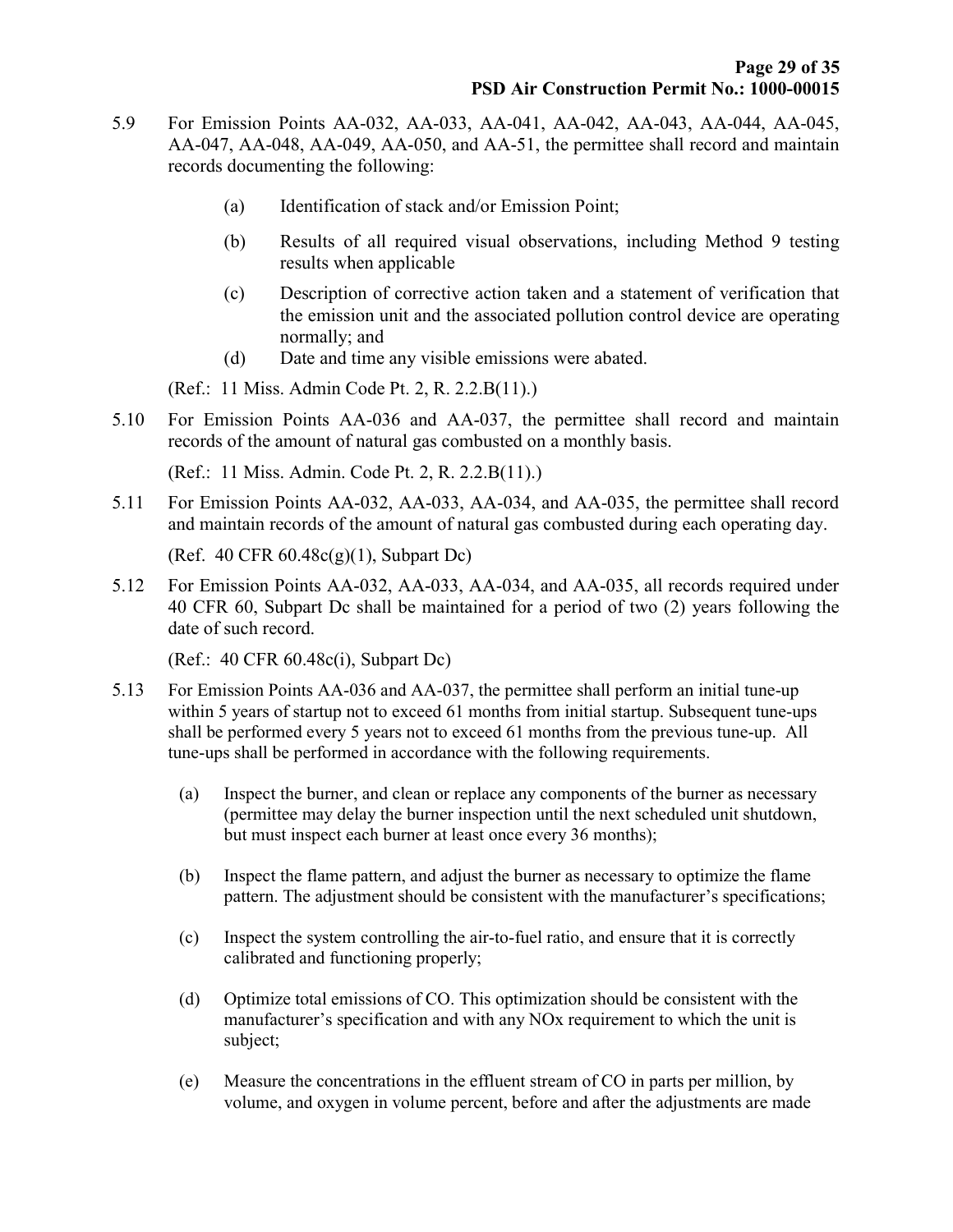5.9 For Emission Points AA-032, AA-033, AA-041, AA-042, AA-043, AA-044, AA-045, AA-047, AA-048, AA-049, AA-050, and AA-51, the permittee shall record and maintain records documenting the following:

   (a) Identification of stack and/or Emission Point;

   (b) Results of all required visual observations, including Method 9 testing results when applicable

   (c) Description of corrective action taken and a statement of verification that the emission unit and the associated pollution control device are operating normally; and

   (d) Date and time any visible emissions were abated.

   (Ref.: 11 Miss. Admin Code Pt. 2, R. 2.2.B(11).)

5.10 For Emission Points AA-036 and AA-037, the permittee shall record and maintain records of the amount of natural gas combusted on a monthly basis.

   (Ref.: 11 Miss. Admin. Code Pt. 2, R. 2.2.B(11).)

5.11 For Emission Points AA-032, AA-033, AA-034, and AA-035, the permittee shall record and maintain records of the amount of natural gas combusted during each operating day.

   (Ref. 40 CFR 60.48c(g)(1), Subpart Dc)

5.12 For Emission Points AA-032, AA-033, AA-034, and AA-035, all records required under 40 CFR 60, Subpart Dc shall be maintained for a period of two (2) years following the date of such record.

   (Ref.: 40 CFR 60.48c(i), Subpart Dc)

5.13 For Emission Points AA-036 and AA-037, the permittee shall perform an initial tune-up within 5 years of startup not to exceed 61 months from initial startup. Subsequent tune-ups shall be performed every 5 years not to exceed 61 months from the previous tune-up. All tune-ups shall be performed in accordance with the following requirements.

   (a) Inspect the burner, and clean or replace any components of the burner as necessary (permittee may delay the burner inspection until the next scheduled unit shutdown, but must inspect each burner at least once every 36 months);

   (b) Inspect the flame pattern, and adjust the burner as necessary to optimize the flame pattern. The adjustment should be consistent with the manufacturer's specifications;

   (c) Inspect the system controlling the air-to-fuel ratio, and ensure that it is correctly calibrated and functioning properly;

   (d) Optimize total emissions of CO. This optimization should be consistent with the manufacturer's specification and with any NOx requirement to which the unit is subject;

   (e) Measure the concentrations in the effluent stream of CO in parts per million, by volume, and oxygen in volume percent, before and after the adjustments are made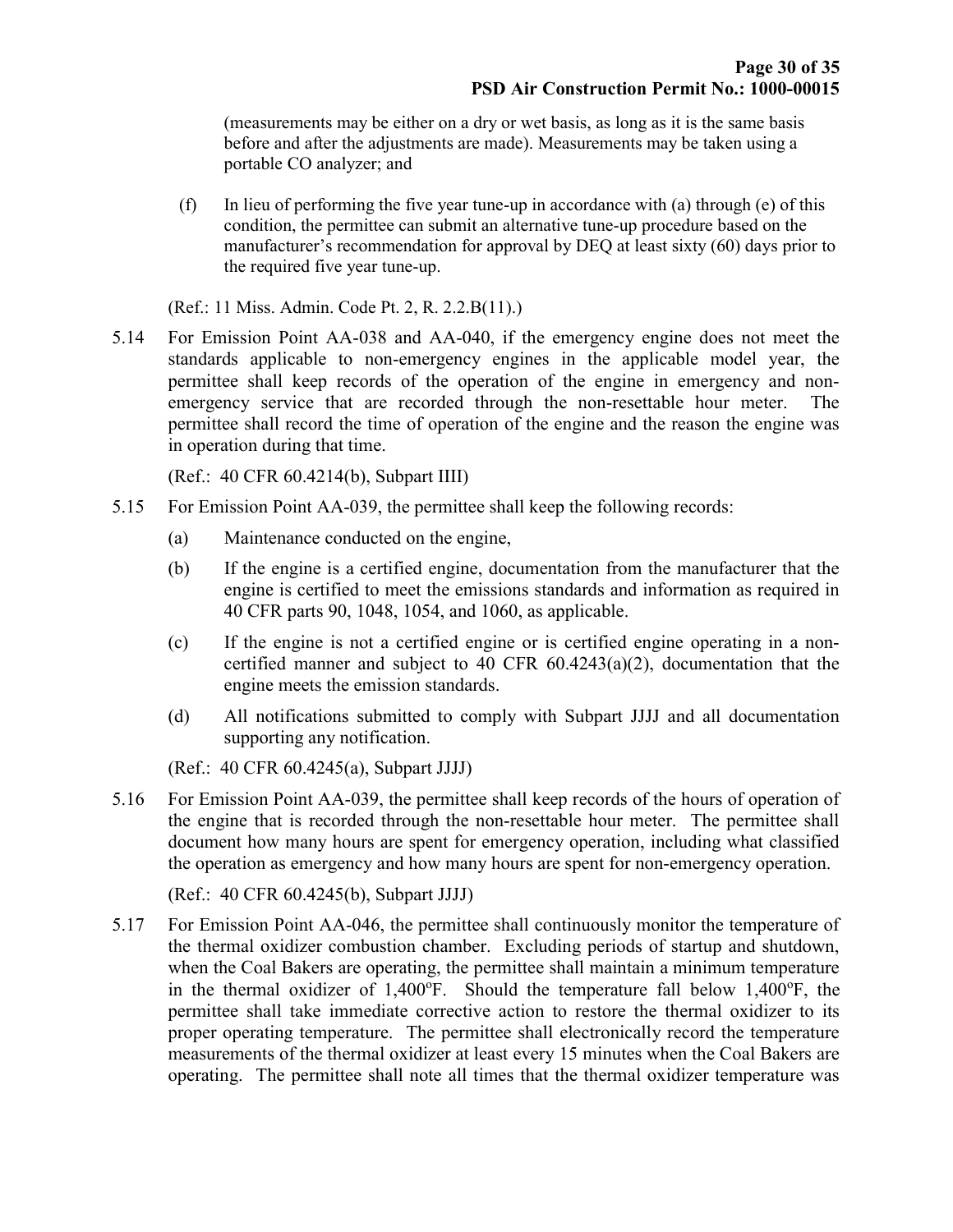(measurements may be either on a dry or wet basis, as long as it is the same basis before and after the adjustments are made). Measurements may be taken using a portable CO analyzer; and

(f) In lieu of performing the five year tune-up in accordance with (a) through (e) of this condition, the permittee can submit an alternative tune-up procedure based on the manufacturer's recommendation for approval by DEQ at least sixty (60) days prior to the required five year tune-up.

(Ref.: 11 Miss. Admin. Code Pt. 2, R. 2.2.B(11).)

5.14 For Emission Point AA-038 and AA-040, if the emergency engine does not meet the standards applicable to non-emergency engines in the applicable model year, the permittee shall keep records of the operation of the engine in emergency and non-emergency service that are recorded through the non-resettable hour meter. The permittee shall record the time of operation of the engine and the reason the engine was in operation during that time.

(Ref.: 40 CFR 60.4214(b), Subpart IIII)

5.15 For Emission Point AA-039, the permittee shall keep the following records:

(a) Maintenance conducted on the engine,

(b) If the engine is a certified engine, documentation from the manufacturer that the engine is certified to meet the emissions standards and information as required in 40 CFR parts 90, 1048, 1054, and 1060, as applicable.

(c) If the engine is not a certified engine or is certified engine operating in a non-certified manner and subject to 40 CFR 60.4243(a)(2), documentation that the engine meets the emission standards.

(d) All notifications submitted to comply with Subpart JJJJ and all documentation supporting any notification.

(Ref.: 40 CFR 60.4245(a), Subpart JJJJ)

5.16 For Emission Point AA-039, the permittee shall keep records of the hours of operation of the engine that is recorded through the non-resettable hour meter. The permittee shall document how many hours are spent for emergency operation, including what classified the operation as emergency and how many hours are spent for non-emergency operation.

(Ref.: 40 CFR 60.4245(b), Subpart JJJJ)

5.17 For Emission Point AA-046, the permittee shall continuously monitor the temperature of the thermal oxidizer combustion chamber. Excluding periods of startup and shutdown, when the Coal Bakers are operating, the permittee shall maintain a minimum temperature in the thermal oxidizer of 1,400°F. Should the temperature fall below 1,400°F, the permittee shall take immediate corrective action to restore the thermal oxidizer to its proper operating temperature. The permittee shall electronically record the temperature measurements of the thermal oxidizer at least every 15 minutes when the Coal Bakers are operating. The permittee shall note all times that the thermal oxidizer temperature was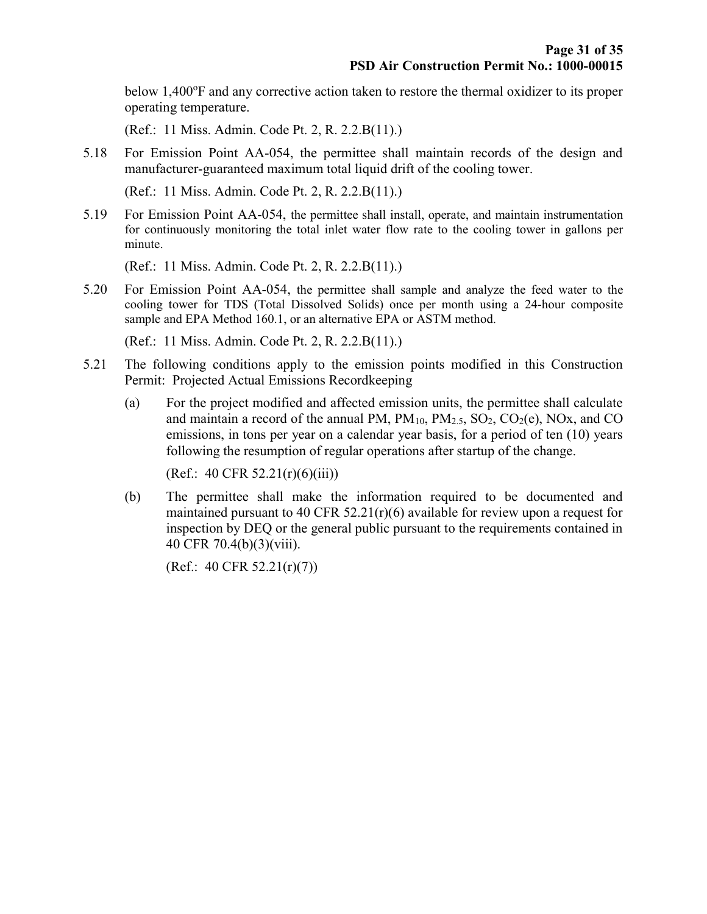below 1,400°F and any corrective action taken to restore the thermal oxidizer to its proper operating temperature.

(Ref.: 11 Miss. Admin. Code Pt. 2, R. 2.2.B(11).)

5.18 For Emission Point AA-054, the permittee shall maintain records of the design and manufacturer-guaranteed maximum total liquid drift of the cooling tower.

(Ref.: 11 Miss. Admin. Code Pt. 2, R. 2.2.B(11).)

5.19 For Emission Point AA-054, the permittee shall install, operate, and maintain instrumentation for continuously monitoring the total inlet water flow rate to the cooling tower in gallons per minute.

(Ref.: 11 Miss. Admin. Code Pt. 2, R. 2.2.B(11).)

5.20 For Emission Point AA-054, the permittee shall sample and analyze the feed water to the cooling tower for TDS (Total Dissolved Solids) once per month using a 24-hour composite sample and EPA Method 160.1, or an alternative EPA or ASTM method.

(Ref.: 11 Miss. Admin. Code Pt. 2, R. 2.2.B(11).)

5.21 The following conditions apply to the emission points modified in this Construction Permit: Projected Actual Emissions Recordkeeping

(a) For the project modified and affected emission units, the permittee shall calculate and maintain a record of the annual PM, $PM_{10}$, $PM_{2.5}$, $SO_2$, $CO_2$(e), NOx, and CO emissions, in tons per year on a calendar year basis, for a period of ten (10) years following the resumption of regular operations after startup of the change.

(Ref.: 40 CFR 52.21(r)(6)(iii))

(b) The permittee shall make the information required to be documented and maintained pursuant to 40 CFR 52.21(r)(6) available for review upon a request for inspection by DEQ or the general public pursuant to the requirements contained in 40 CFR 70.4(b)(3)(viii).

(Ref.: 40 CFR 52.21(r)(7))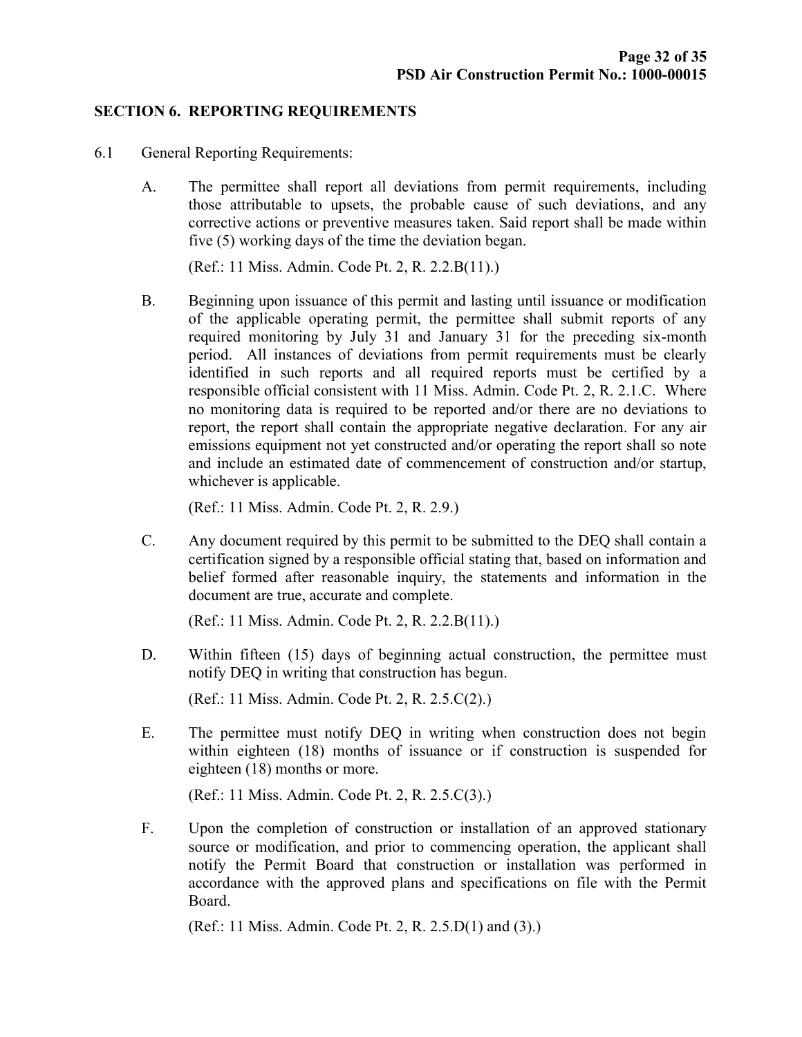## SECTION 6. REPORTING REQUIREMENTS

6.1 General Reporting Requirements:

A. The permittee shall report all deviations from permit requirements, including those attributable to upsets, the probable cause of such deviations, and any corrective actions or preventive measures taken. Said report shall be made within five (5) working days of the time the deviation began.

(Ref.: 11 Miss. Admin. Code Pt. 2, R. 2.2.B(11).)

B. Beginning upon issuance of this permit and lasting until issuance or modification of the applicable operating permit, the permittee shall submit reports of any required monitoring by July 31 and January 31 for the preceding six-month period. All instances of deviations from permit requirements must be clearly identified in such reports and all required reports must be certified by a responsible official consistent with 11 Miss. Admin. Code Pt. 2, R. 2.1.C. Where no monitoring data is required to be reported and/or there are no deviations to report, the report shall contain the appropriate negative declaration. For any air emissions equipment not yet constructed and/or operating the report shall so note and include an estimated date of commencement of construction and/or startup, whichever is applicable.

(Ref.: 11 Miss. Admin. Code Pt. 2, R. 2.9.)

C. Any document required by this permit to be submitted to the DEQ shall contain a certification signed by a responsible official stating that, based on information and belief formed after reasonable inquiry, the statements and information in the document are true, accurate and complete.

(Ref.: 11 Miss. Admin. Code Pt. 2, R. 2.2.B(11).)

D. Within fifteen (15) days of beginning actual construction, the permittee must notify DEQ in writing that construction has begun.

(Ref.: 11 Miss. Admin. Code Pt. 2, R. 2.5.C(2).)

E. The permittee must notify DEQ in writing when construction does not begin within eighteen (18) months of issuance or if construction is suspended for eighteen (18) months or more.

(Ref.: 11 Miss. Admin. Code Pt. 2, R. 2.5.C(3).)

F. Upon the completion of construction or installation of an approved stationary source or modification, and prior to commencing operation, the applicant shall notify the Permit Board that construction or installation was performed in accordance with the approved plans and specifications on file with the Permit Board.

(Ref.: 11 Miss. Admin. Code Pt. 2, R. 2.5.D(1) and (3).)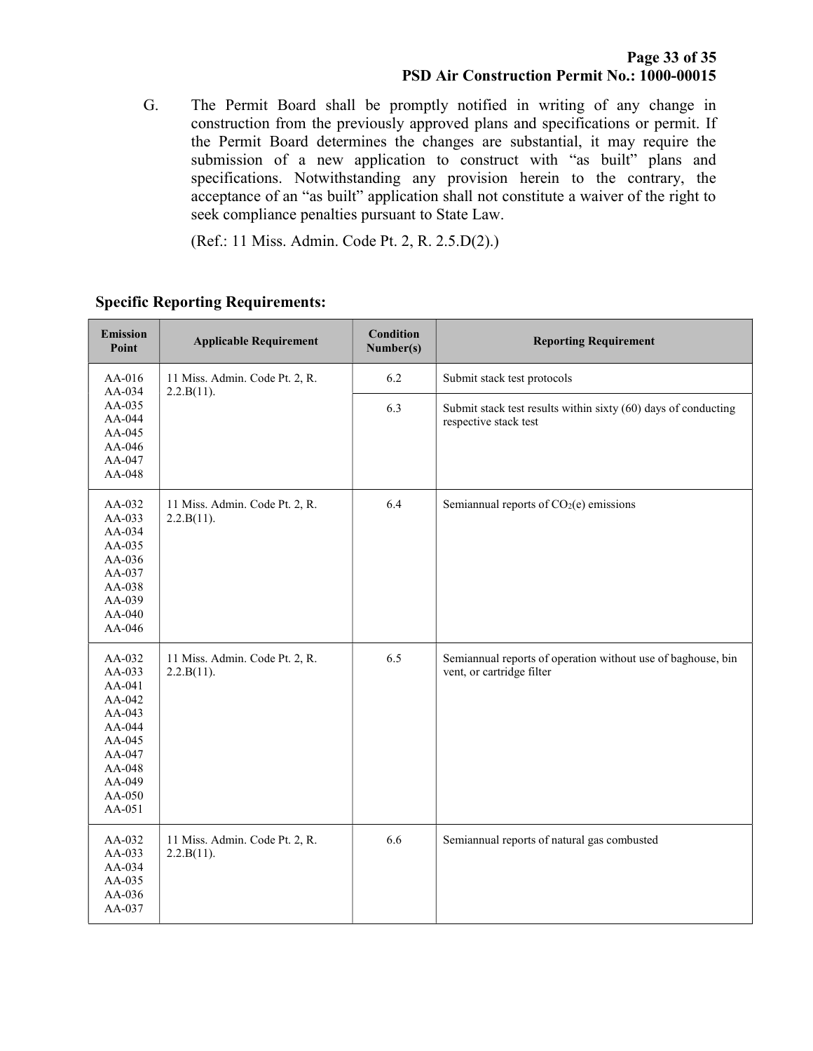G. The Permit Board shall be promptly notified in writing of any change in construction from the previously approved plans and specifications or permit. If the Permit Board determines the changes are substantial, it may require the submission of a new application to construct with "as built" plans and specifications. Notwithstanding any provision herein to the contrary, the acceptance of an "as built" application shall not constitute a waiver of the right to seek compliance penalties pursuant to State Law.

(Ref.: 11 Miss. Admin. Code Pt. 2, R. 2.5.D(2).)

**Specific Reporting Requirements:**

| Emission Point | Applicable Requirement | Condition Number(s) | Reporting Requirement |
|---|---|---|---|
| AA-016<br>AA-034<br>AA-035<br>AA-044<br>AA-045<br>AA-046<br>AA-047<br>AA-048 | 11 Miss. Admin. Code Pt. 2, R. 2.2.B(11). | 6.2 | Submit stack test protocols |
| | | 6.3 | Submit stack test results within sixty (60) days of conducting respective stack test |
| AA-032<br>AA-033<br>AA-034<br>AA-035<br>AA-036<br>AA-037<br>AA-038<br>AA-039<br>AA-040<br>AA-046 | 11 Miss. Admin. Code Pt. 2, R. 2.2.B(11). | 6.4 | Semiannual reports of $CO_2$(e) emissions |
| AA-032<br>AA-033<br>AA-041<br>AA-042<br>AA-043<br>AA-044<br>AA-045<br>AA-047<br>AA-048<br>AA-049<br>AA-050<br>AA-051 | 11 Miss. Admin. Code Pt. 2, R. 2.2.B(11). | 6.5 | Semiannual reports of operation without use of baghouse, bin vent, or cartridge filter |
| AA-032<br>AA-033<br>AA-034<br>AA-035<br>AA-036<br>AA-037 | 11 Miss. Admin. Code Pt. 2, R. 2.2.B(11). | 6.6 | Semiannual reports of natural gas combusted |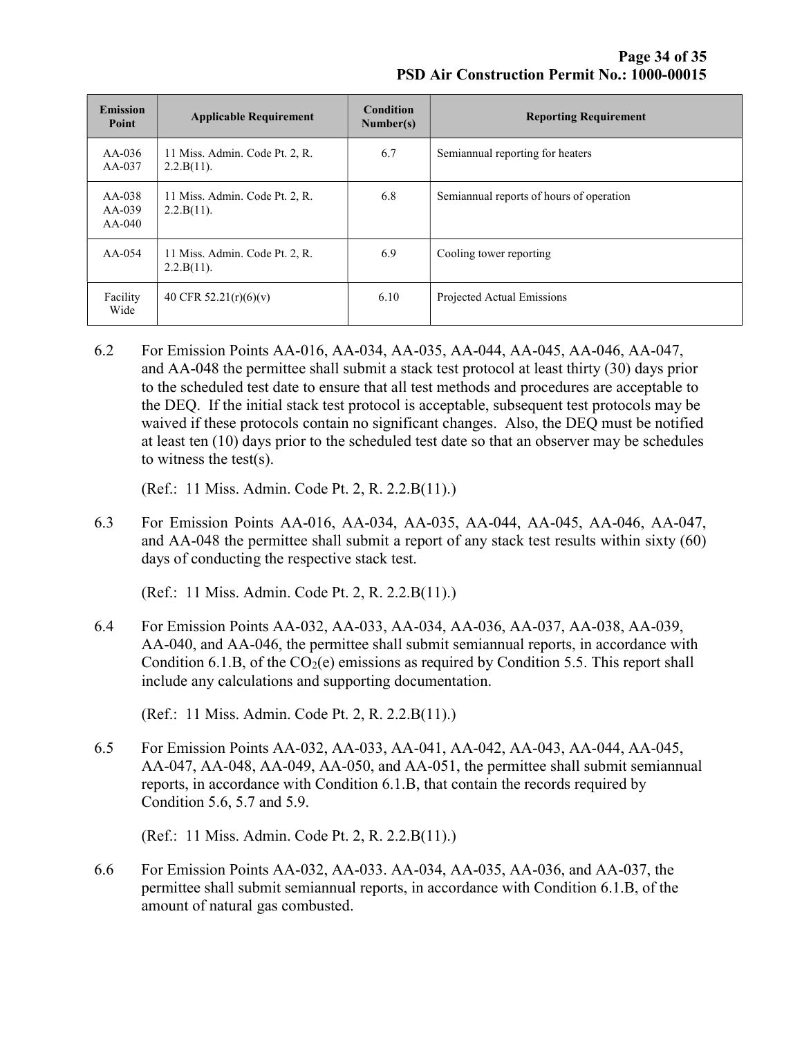| Emission Point | Applicable Requirement | Condition Number(s) | Reporting Requirement |
|---|---|---|---|
| AA-036 AA-037 | 11 Miss. Admin. Code Pt. 2, R. 2.2.B(11). | 6.7 | Semiannual reporting for heaters |
| AA-038 AA-039 AA-040 | 11 Miss. Admin. Code Pt. 2, R. 2.2.B(11). | 6.8 | Semiannual reports of hours of operation |
| AA-054 | 11 Miss. Admin. Code Pt. 2, R. 2.2.B(11). | 6.9 | Cooling tower reporting |
| Facility Wide | 40 CFR 52.21(r)(6)(v) | 6.10 | Projected Actual Emissions |

6.2 For Emission Points AA-016, AA-034, AA-035, AA-044, AA-045, AA-046, AA-047, and AA-048 the permittee shall submit a stack test protocol at least thirty (30) days prior to the scheduled test date to ensure that all test methods and procedures are acceptable to the DEQ. If the initial stack test protocol is acceptable, subsequent test protocols may be waived if these protocols contain no significant changes. Also, the DEQ must be notified at least ten (10) days prior to the scheduled test date so that an observer may be schedules to witness the test(s).

(Ref.: 11 Miss. Admin. Code Pt. 2, R. 2.2.B(11).)

6.3 For Emission Points AA-016, AA-034, AA-035, AA-044, AA-045, AA-046, AA-047, and AA-048 the permittee shall submit a report of any stack test results within sixty (60) days of conducting the respective stack test.

(Ref.: 11 Miss. Admin. Code Pt. 2, R. 2.2.B(11).)

6.4 For Emission Points AA-032, AA-033, AA-034, AA-036, AA-037, AA-038, AA-039, AA-040, and AA-046, the permittee shall submit semiannual reports, in accordance with Condition 6.1.B, of the $CO_2$(e) emissions as required by Condition 5.5. This report shall include any calculations and supporting documentation.

(Ref.: 11 Miss. Admin. Code Pt. 2, R. 2.2.B(11).)

6.5 For Emission Points AA-032, AA-033, AA-041, AA-042, AA-043, AA-044, AA-045, AA-047, AA-048, AA-049, AA-050, and AA-051, the permittee shall submit semiannual reports, in accordance with Condition 6.1.B, that contain the records required by Condition 5.6, 5.7 and 5.9.

(Ref.: 11 Miss. Admin. Code Pt. 2, R. 2.2.B(11).)

6.6 For Emission Points AA-032, AA-033. AA-034, AA-035, AA-036, and AA-037, the permittee shall submit semiannual reports, in accordance with Condition 6.1.B, of the amount of natural gas combusted.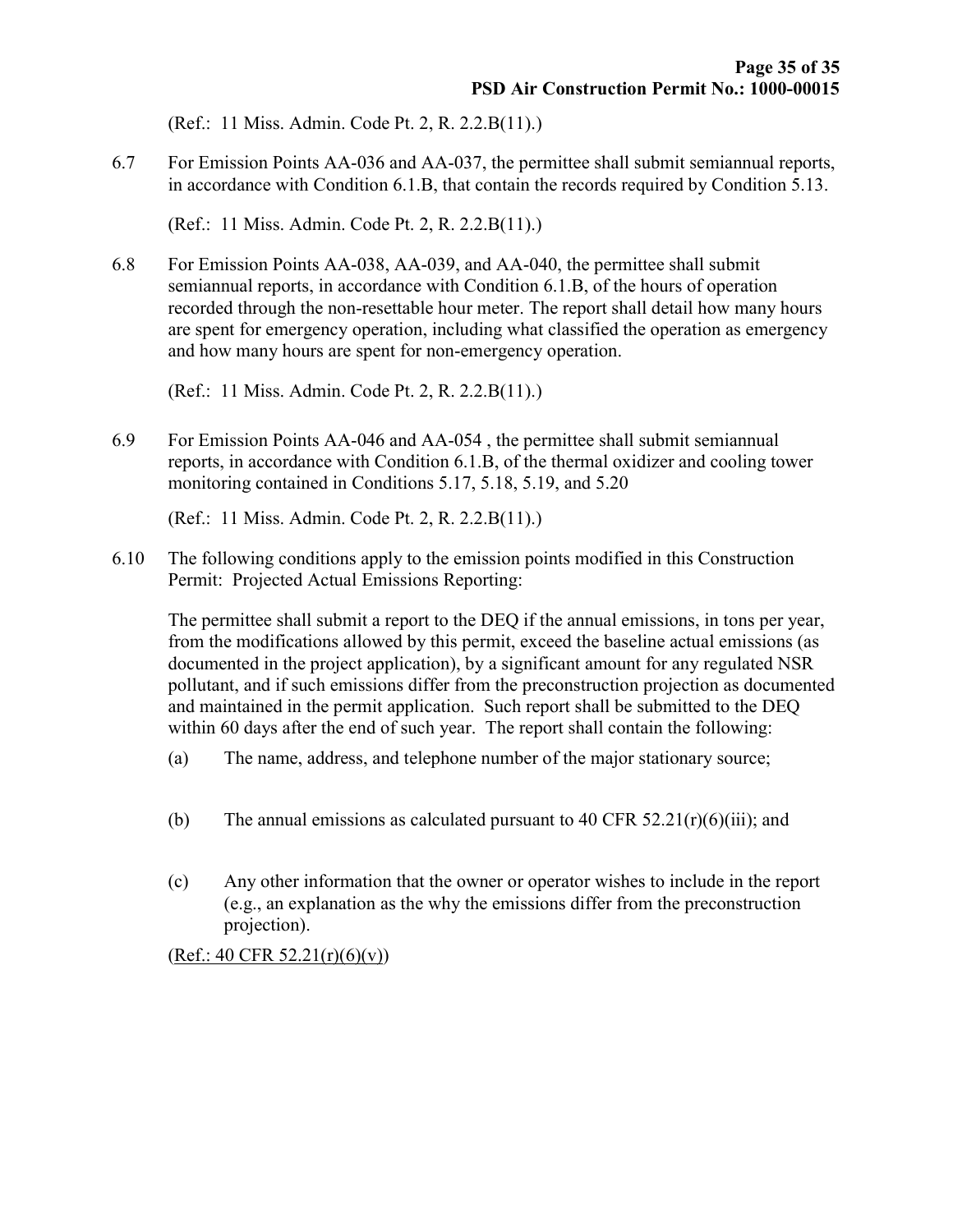(Ref.: 11 Miss. Admin. Code Pt. 2, R. 2.2.B(11).)

6.7 For Emission Points AA-036 and AA-037, the permittee shall submit semiannual reports, in accordance with Condition 6.1.B, that contain the records required by Condition 5.13.

(Ref.: 11 Miss. Admin. Code Pt. 2, R. 2.2.B(11).)

6.8 For Emission Points AA-038, AA-039, and AA-040, the permittee shall submit semiannual reports, in accordance with Condition 6.1.B, of the hours of operation recorded through the non-resettable hour meter. The report shall detail how many hours are spent for emergency operation, including what classified the operation as emergency and how many hours are spent for non-emergency operation.

(Ref.: 11 Miss. Admin. Code Pt. 2, R. 2.2.B(11).)

6.9 For Emission Points AA-046 and AA-054 , the permittee shall submit semiannual reports, in accordance with Condition 6.1.B, of the thermal oxidizer and cooling tower monitoring contained in Conditions 5.17, 5.18, 5.19, and 5.20

(Ref.: 11 Miss. Admin. Code Pt. 2, R. 2.2.B(11).)

6.10 The following conditions apply to the emission points modified in this Construction Permit: Projected Actual Emissions Reporting:

The permittee shall submit a report to the DEQ if the annual emissions, in tons per year, from the modifications allowed by this permit, exceed the baseline actual emissions (as documented in the project application), by a significant amount for any regulated NSR pollutant, and if such emissions differ from the preconstruction projection as documented and maintained in the permit application. Such report shall be submitted to the DEQ within 60 days after the end of such year. The report shall contain the following:

(a) The name, address, and telephone number of the major stationary source;

(b) The annual emissions as calculated pursuant to 40 CFR 52.21(r)(6)(iii); and

(c) Any other information that the owner or operator wishes to include in the report (e.g., an explanation as the why the emissions differ from the preconstruction projection).

(Ref.: 40 CFR 52.21(r)(6)(v))